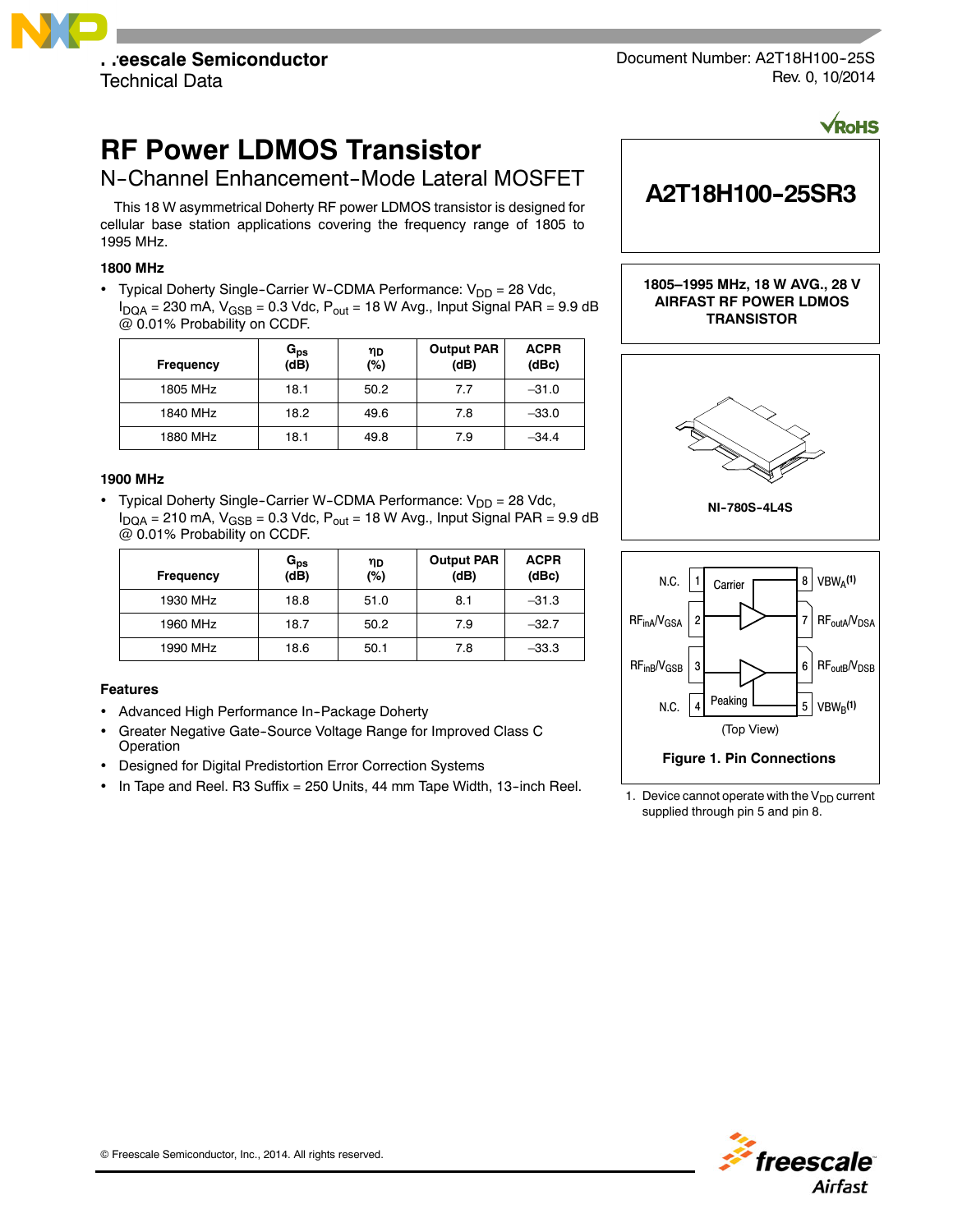Freescale Semiconductor
Technical Data

Document Number: A2T18H100-25S
Rev. 0, 10/2014

# RF Power LDMOS Transistor

## N-Channel Enhancement-Mode Lateral MOSFET

This 18 W asymmetrical Doherty RF power LDMOS transistor is designed for cellular base station applications covering the frequency range of 1805 to 1995 MHz.

**1800 MHz**

- Typical Doherty Single-Carrier W-CDMA Performance: $V_{DD}$ = 28 Vdc, $I_{DQA}$ = 230 mA, $V_{GSB}$ = 0.3 Vdc, $P_{out}$ = 18 W Avg., Input Signal PAR = 9.9 dB @ 0.01% Probability on CCDF.

| Frequency | $G_{ps}$ (dB) | $\eta_D$ (%) | Output PAR (dB) | ACPR (dBc) |
|---|---|---|---|---|
| 1805 MHz | 18.1 | 50.2 | 7.7 | –31.0 |
| 1840 MHz | 18.2 | 49.6 | 7.8 | –33.0 |
| 1880 MHz | 18.1 | 49.8 | 7.9 | –34.4 |

**1900 MHz**

- Typical Doherty Single-Carrier W-CDMA Performance: $V_{DD}$ = 28 Vdc, $I_{DQA}$ = 210 mA, $V_{GSB}$ = 0.3 Vdc, $P_{out}$ = 18 W Avg., Input Signal PAR = 9.9 dB @ 0.01% Probability on CCDF.

| Frequency | $G_{ps}$ (dB) | $\eta_D$ (%) | Output PAR (dB) | ACPR (dBc) |
|---|---|---|---|---|
| 1930 MHz | 18.8 | 51.0 | 8.1 | –31.3 |
| 1960 MHz | 18.7 | 50.2 | 7.9 | –32.7 |
| 1990 MHz | 18.6 | 50.1 | 7.8 | –33.3 |

**Features**

- Advanced High Performance In-Package Doherty
- Greater Negative Gate-Source Voltage Range for Improved Class C Operation
- Designed for Digital Predistortion Error Correction Systems
- In Tape and Reel. R3 Suffix = 250 Units, 44 mm Tape Width, 13-inch Reel.

**A2T18H100-25SR3**

**1805–1995 MHz, 18 W AVG., 28 V AIRFAST RF POWER LDMOS TRANSISTOR**

NI-780S-4L4S

| Pin | Left Label | | Pin | Right Label |
|---|---|---|---|---|
| 1 | N.C. | Carrier | 8 | $VBW_A$ [1] |
| 2 | $RF_{inA}/V_{GSA}$ | | 7 | $RF_{outA}/V_{DSA}$ |
| 3 | $RF_{inB}/V_{GSB}$ | | 6 | $RF_{outB}/V_{DSB}$ |
| 4 | N.C. | Peaking | 5 | $VBW_B$ [1] |

(Top View)

**Figure 1. Pin Connections**

1. Device cannot operate with the $V_{DD}$ current supplied through pin 5 and pin 8.

© Freescale Semiconductor, Inc., 2014. All rights reserved.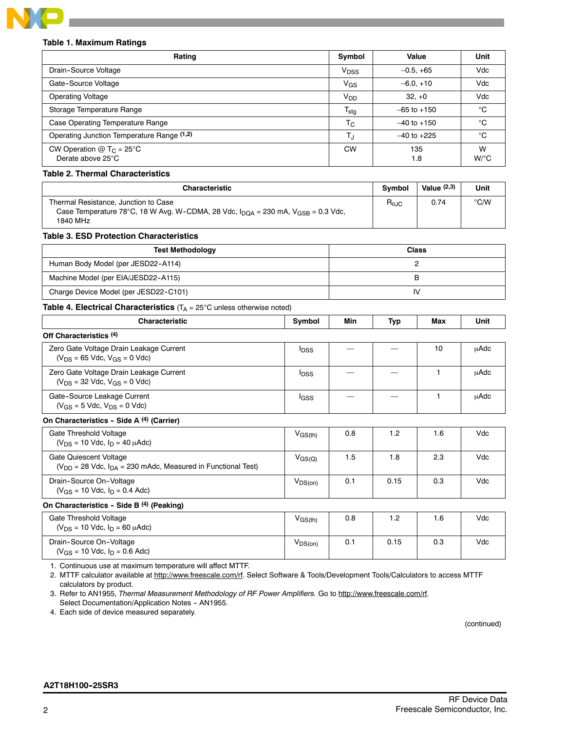**Table 1. Maximum Ratings**

| Rating | Symbol | Value | Unit |
|---|---|---|---|
| Drain-Source Voltage | $V_{DSS}$ | –0.5, +65 | Vdc |
| Gate-Source Voltage | $V_{GS}$ | –6.0, +10 | Vdc |
| Operating Voltage | $V_{DD}$ | 32, +0 | Vdc |
| Storage Temperature Range | $T_{stg}$ | –65 to +150 | °C |
| Case Operating Temperature Range | $T_C$ | –40 to +150 | °C |
| Operating Junction Temperature Range [1,2] | $T_J$ | –40 to +225 | °C |
| CW Operation @ $T_C$ = 25°C<br>Derate above 25°C | CW | 135<br>1.8 | W<br>W/°C |

**Table 2. Thermal Characteristics**

| Characteristic | Symbol | Value [2,3] | Unit |
|---|---|---|---|
| Thermal Resistance, Junction to Case<br>Case Temperature 78°C, 18 W Avg. W-CDMA, 28 Vdc, $I_{DQA}$ = 230 mA, $V_{GSB}$ = 0.3 Vdc, 1840 MHz | $R_{\theta JC}$ | 0.74 | °C/W |

**Table 3. ESD Protection Characteristics**

| Test Methodology | Class |
|---|---|
| Human Body Model (per JESD22-A114) | 2 |
| Machine Model (per EIA/JESD22-A115) | B |
| Charge Device Model (per JESD22-C101) | IV |

**Table 4. Electrical Characteristics** ($T_A$ = 25°C unless otherwise noted)

| Characteristic | Symbol | Min | Typ | Max | Unit |
|---|---|---|---|---|---|
| **Off Characteristics [4]** | | | | | |
| Zero Gate Voltage Drain Leakage Current<br>($V_{DS}$ = 65 Vdc, $V_{GS}$ = 0 Vdc) | $I_{DSS}$ | — | — | 10 | μAdc |
| Zero Gate Voltage Drain Leakage Current<br>($V_{DS}$ = 32 Vdc, $V_{GS}$ = 0 Vdc) | $I_{DSS}$ | — | — | 1 | μAdc |
| Gate-Source Leakage Current<br>($V_{GS}$ = 5 Vdc, $V_{DS}$ = 0 Vdc) | $I_{GSS}$ | — | — | 1 | μAdc |
| **On Characteristics - Side A [4] (Carrier)** | | | | | |
| Gate Threshold Voltage<br>($V_{DS}$ = 10 Vdc, $I_D$ = 40 μAdc) | $V_{GS(th)}$ | 0.8 | 1.2 | 1.6 | Vdc |
| Gate Quiescent Voltage<br>($V_{DD}$ = 28 Vdc, $I_{DA}$ = 230 mAdc, Measured in Functional Test) | $V_{GS(Q)}$ | 1.5 | 1.8 | 2.3 | Vdc |
| Drain-Source On-Voltage<br>($V_{GS}$ = 10 Vdc, $I_D$ = 0.4 Adc) | $V_{DS(on)}$ | 0.1 | 0.15 | 0.3 | Vdc |
| **On Characteristics - Side B [4] (Peaking)** | | | | | |
| Gate Threshold Voltage<br>($V_{DS}$ = 10 Vdc, $I_D$ = 60 μAdc) | $V_{GS(th)}$ | 0.8 | 1.2 | 1.6 | Vdc |
| Drain-Source On-Voltage<br>($V_{GS}$ = 10 Vdc, $I_D$ = 0.6 Adc) | $V_{DS(on)}$ | 0.1 | 0.15 | 0.3 | Vdc |

1. Continuous use at maximum temperature will affect MTTF.
2. MTTF calculator available at http://www.freescale.com/rf. Select Software & Tools/Development Tools/Calculators to access MTTF calculators by product.
3. Refer to AN1955, *Thermal Measurement Methodology of RF Power Amplifiers.* Go to http://www.freescale.com/rf. Select Documentation/Application Notes - AN1955.
4. Each side of device measured separately.

(continued)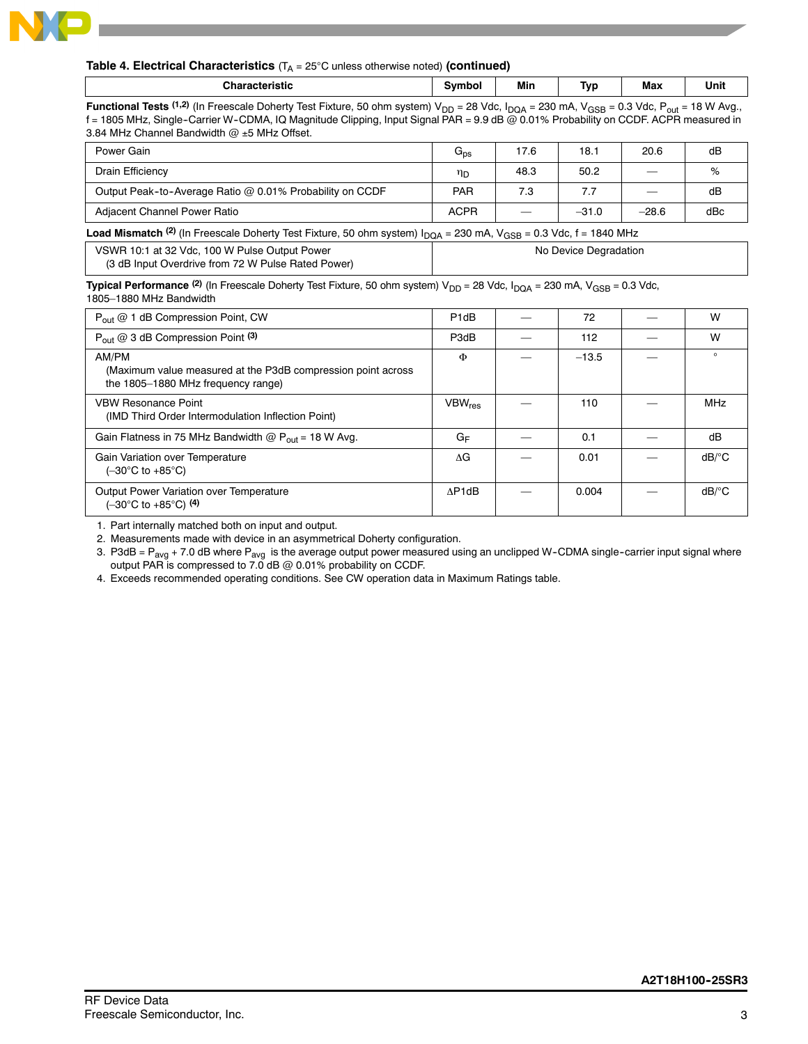**Table 4. Electrical Characteristics** ($T_A$ = 25°C unless otherwise noted) **(continued)**

| Characteristic | Symbol | Min | Typ | Max | Unit |
|---|---|---|---|---|---|
| **Functional Tests** [1,2] (In Freescale Doherty Test Fixture, 50 ohm system) $V_{DD}$ = 28 Vdc, $I_{DQA}$ = 230 mA, $V_{GSB}$ = 0.3 Vdc, $P_{out}$ = 18 W Avg., f = 1805 MHz, Single-Carrier W-CDMA, IQ Magnitude Clipping, Input Signal PAR = 9.9 dB @ 0.01% Probability on CCDF. ACPR measured in 3.84 MHz Channel Bandwidth @ ±5 MHz Offset. | | | | | |
| Power Gain | $G_{ps}$ | 17.6 | 18.1 | 20.6 | dB |
| Drain Efficiency | $\eta_D$ | 48.3 | 50.2 | — | % |
| Output Peak-to-Average Ratio @ 0.01% Probability on CCDF | PAR | 7.3 | 7.7 | — | dB |
| Adjacent Channel Power Ratio | ACPR | — | –31.0 | –28.6 | dBc |
| **Load Mismatch** [2] (In Freescale Doherty Test Fixture, 50 ohm system) $I_{DQA}$ = 230 mA, $V_{GSB}$ = 0.3 Vdc, f = 1840 MHz | | | | | |
| VSWR 10:1 at 32 Vdc, 100 W Pulse Output Power (3 dB Input Overdrive from 72 W Pulse Rated Power) | No Device Degradation | | | | |
| **Typical Performance** [2] (In Freescale Doherty Test Fixture, 50 ohm system) $V_{DD}$ = 28 Vdc, $I_{DQA}$ = 230 mA, $V_{GSB}$ = 0.3 Vdc, 1805–1880 MHz Bandwidth | | | | | |
| $P_{out}$ @ 1 dB Compression Point, CW | P1dB | — | 72 | — | W |
| $P_{out}$ @ 3 dB Compression Point [3] | P3dB | — | 112 | — | W |
| AM/PM (Maximum value measured at the P3dB compression point across the 1805–1880 MHz frequency range) | $\Phi$ | — | –13.5 | — | ° |
| VBW Resonance Point (IMD Third Order Intermodulation Inflection Point) | $VBW_{res}$ | — | 110 | — | MHz |
| Gain Flatness in 75 MHz Bandwidth @ $P_{out}$ = 18 W Avg. | $G_F$ | — | 0.1 | — | dB |
| Gain Variation over Temperature (–30°C to +85°C) | $\Delta G$ | — | 0.01 | — | dB/°C |
| Output Power Variation over Temperature (–30°C to +85°C) [4] | $\Delta$P1dB | — | 0.004 | — | dB/°C |

1. Part internally matched both on input and output.
2. Measurements made with device in an asymmetrical Doherty configuration.
3. P3dB = $P_{avg}$ + 7.0 dB where $P_{avg}$ is the average output power measured using an unclipped W-CDMA single-carrier input signal where output PAR is compressed to 7.0 dB @ 0.01% probability on CCDF.
4. Exceeds recommended operating conditions. See CW operation data in Maximum Ratings table.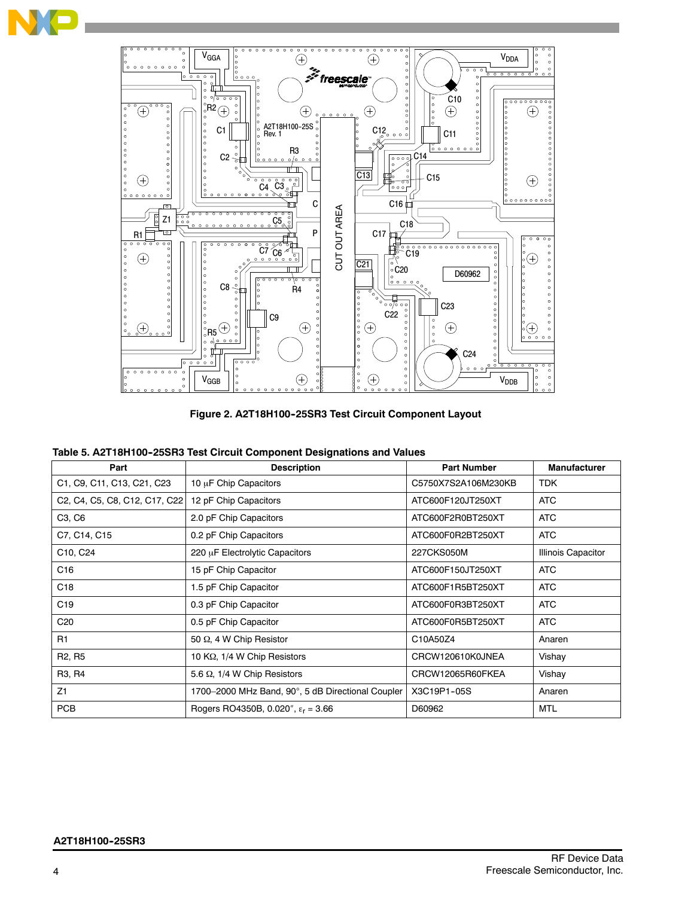Figure 2. A2T18H100-25SR3 Test Circuit Component Layout

**Table 5. A2T18H100-25SR3 Test Circuit Component Designations and Values**

| Part | Description | Part Number | Manufacturer |
|---|---|---|---|
| C1, C9, C11, C13, C21, C23 | 10 μF Chip Capacitors | C5750X7S2A106M230KB | TDK |
| C2, C4, C5, C8, C12, C17, C22 | 12 pF Chip Capacitors | ATC600F120JT250XT | ATC |
| C3, C6 | 2.0 pF Chip Capacitors | ATC600F2R0BT250XT | ATC |
| C7, C14, C15 | 0.2 pF Chip Capacitors | ATC600F0R2BT250XT | ATC |
| C10, C24 | 220 μF Electrolytic Capacitors | 227CKS050M | Illinois Capacitor |
| C16 | 15 pF Chip Capacitor | ATC600F150JT250XT | ATC |
| C18 | 1.5 pF Chip Capacitor | ATC600F1R5BT250XT | ATC |
| C19 | 0.3 pF Chip Capacitor | ATC600F0R3BT250XT | ATC |
| C20 | 0.5 pF Chip Capacitor | ATC600F0R5BT250XT | ATC |
| R1 | 50 Ω, 4 W Chip Resistor | C10A50Z4 | Anaren |
| R2, R5 | 10 KΩ, 1/4 W Chip Resistors | CRCW120610K0JNEA | Vishay |
| R3, R4 | 5.6 Ω, 1/4 W Chip Resistors | CRCW12065R60FKEA | Vishay |
| Z1 | 1700–2000 MHz Band, 90°, 5 dB Directional Coupler | X3C19P1-05S | Anaren |
| PCB | Rogers RO4350B, 0.020″, $\varepsilon_r$ = 3.66 | D60962 | MTL |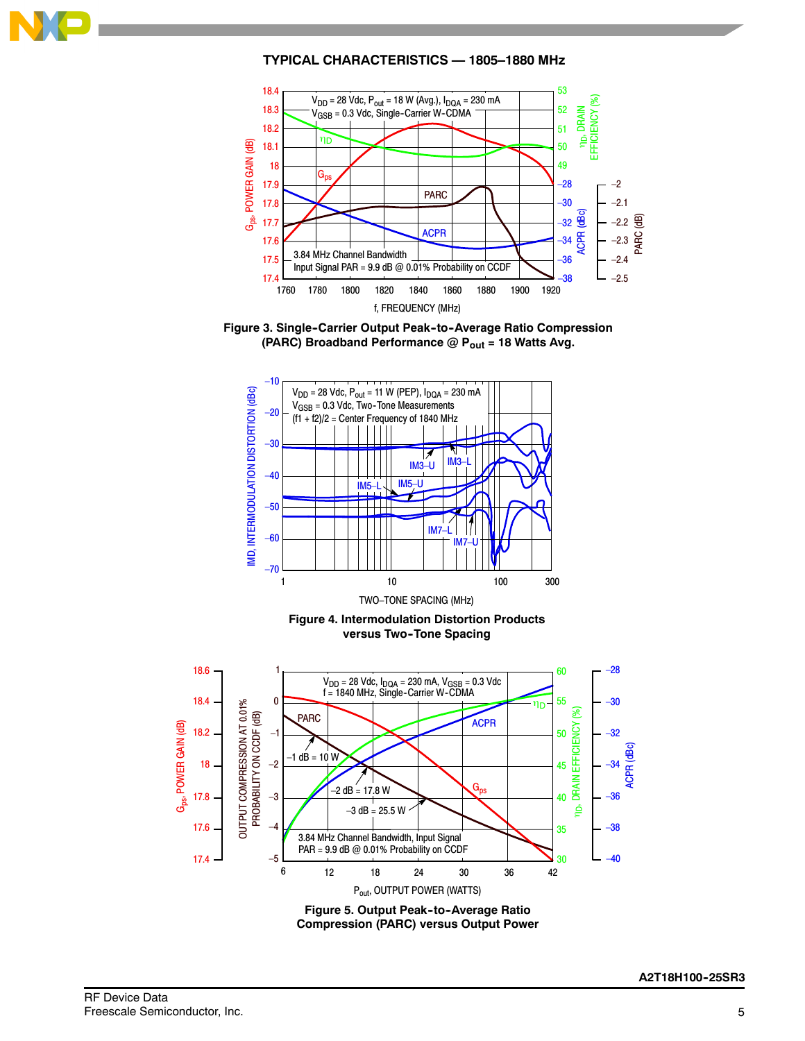## TYPICAL CHARACTERISTICS — 1805–1880 MHz

$V_{DD}$ = 28 Vdc, $P_{out}$ = 18 W (Avg.), $I_{DQA}$ = 230 mA
$V_{GSB}$ = 0.3 Vdc, Single-Carrier W-CDMA

3.84 MHz Channel Bandwidth
Input Signal PAR = 9.9 dB @ 0.01% Probability on CCDF

**Figure 3. Single-Carrier Output Peak-to-Average Ratio Compression (PARC) Broadband Performance @ $P_{out}$ = 18 Watts Avg.**

$V_{DD}$ = 28 Vdc, $P_{out}$ = 11 W (PEP), $I_{DQA}$ = 230 mA
$V_{GSB}$ = 0.3 Vdc, Two-Tone Measurements
(f1 + f2)/2 = Center Frequency of 1840 MHz

**Figure 4. Intermodulation Distortion Products versus Two-Tone Spacing**

$V_{DD}$ = 28 Vdc, $I_{DQA}$ = 230 mA, $V_{GSB}$ = 0.3 Vdc
f = 1840 MHz, Single-Carrier W-CDMA

−1 dB = 10 W
−2 dB = 17.8 W
−3 dB = 25.5 W

3.84 MHz Channel Bandwidth, Input Signal PAR = 9.9 dB @ 0.01% Probability on CCDF

**Figure 5. Output Peak-to-Average Ratio Compression (PARC) versus Output Power**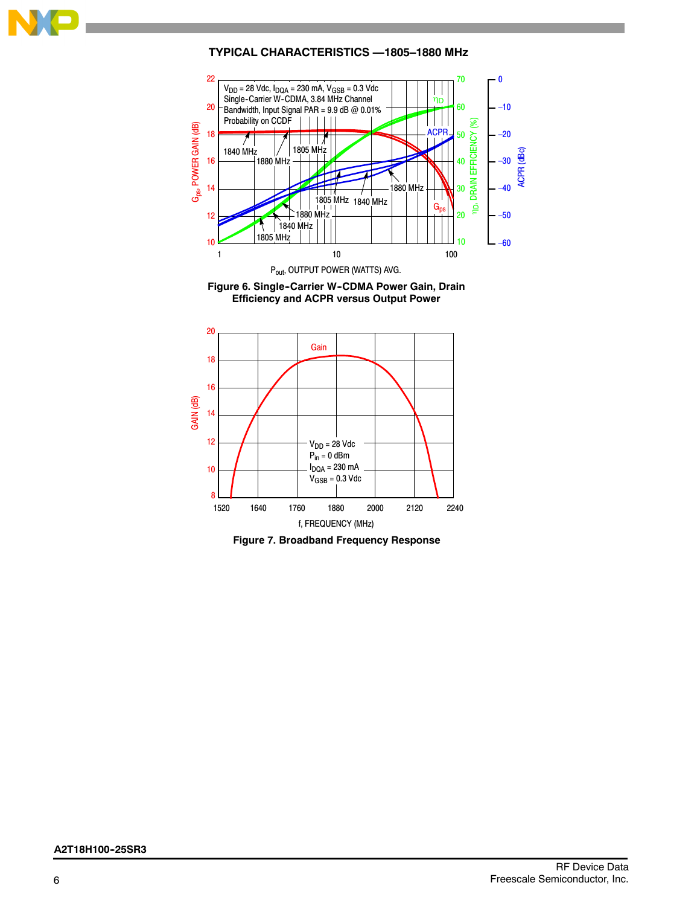## TYPICAL CHARACTERISTICS — 1805–1880 MHz

$V_{DD}$ = 28 Vdc, $I_{DQA}$ = 230 mA, $V_{GSB}$ = 0.3 Vdc
Single-Carrier W-CDMA, 3.84 MHz Channel
Bandwidth, Input Signal PAR = 9.9 dB @ 0.01%
Probability on CCDF

**Figure 6. Single-Carrier W-CDMA Power Gain, Drain Efficiency and ACPR versus Output Power**

$V_{DD}$ = 28 Vdc
$P_{in}$ = 0 dBm
$I_{DQA}$ = 230 mA
$V_{GSB}$ = 0.3 Vdc

**Figure 7. Broadband Frequency Response**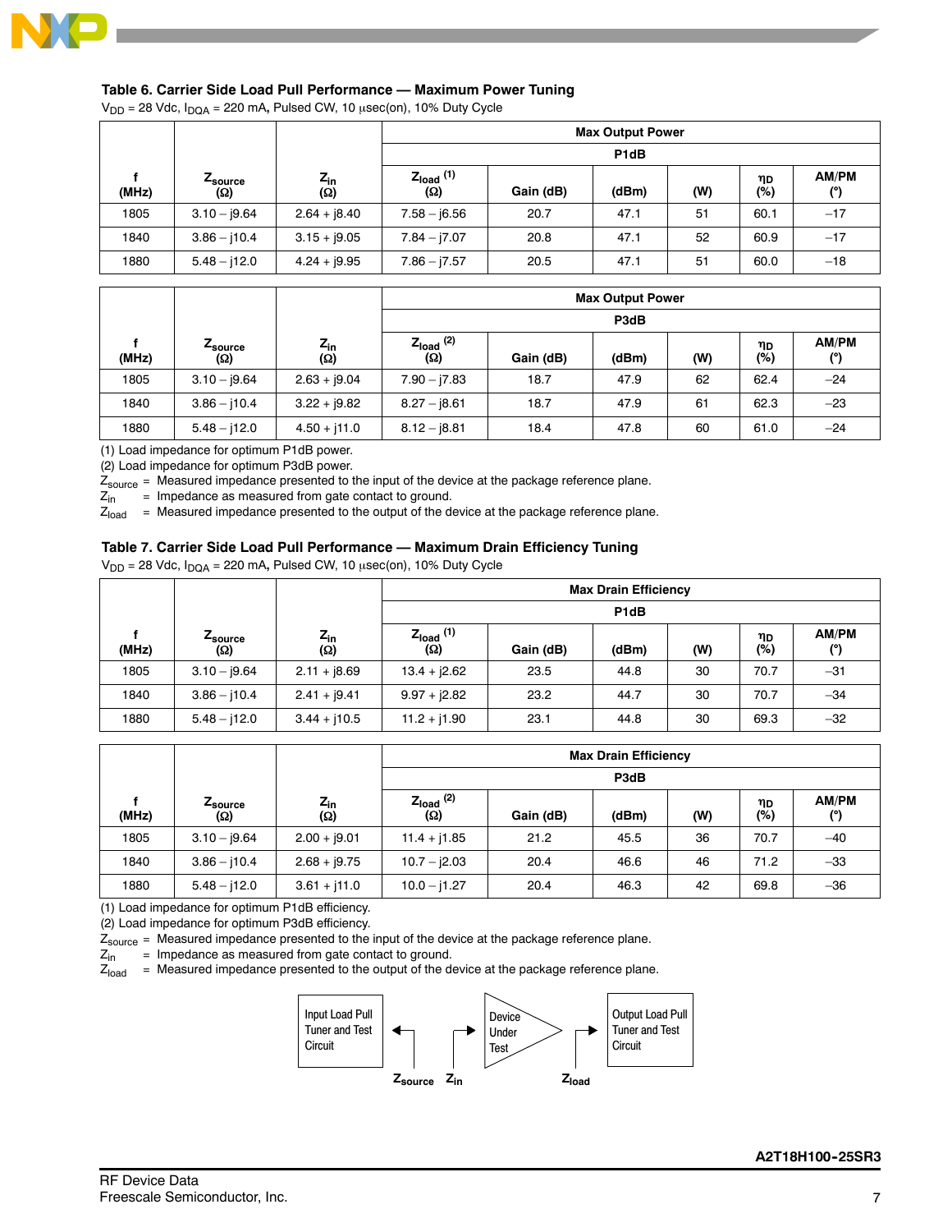### Table 6. Carrier Side Load Pull Performance — Maximum Power Tuning

$V_{DD}$ = 28 Vdc, $I_{DQA}$ = 220 mA, Pulsed CW, 10 μsec(on), 10% Duty Cycle

| f (MHz) | $Z_{source}$ (Ω) | $Z_{in}$ (Ω) | Max Output Power | | | | | |
|---|---|---|---|---|---|---|---|---|
| | | | P1dB | | | | | |
| | | | $Z_{load}$ (1) (Ω) | Gain (dB) | (dBm) | (W) | $\eta_D$ (%) | AM/PM (°) |
| 1805 | 3.10 – j9.64 | 2.64 + j8.40 | 7.58 – j6.56 | 20.7 | 47.1 | 51 | 60.1 | –17 |
| 1840 | 3.86 – j10.4 | 3.15 + j9.05 | 7.84 – j7.07 | 20.8 | 47.1 | 52 | 60.9 | –17 |
| 1880 | 5.48 – j12.0 | 4.24 + j9.95 | 7.86 – j7.57 | 20.5 | 47.1 | 51 | 60.0 | –18 |

| f (MHz) | $Z_{source}$ (Ω) | $Z_{in}$ (Ω) | Max Output Power | | | | | |
|---|---|---|---|---|---|---|---|---|
| | | | P3dB | | | | | |
| | | | $Z_{load}$ (2) (Ω) | Gain (dB) | (dBm) | (W) | $\eta_D$ (%) | AM/PM (°) |
| 1805 | 3.10 – j9.64 | 2.63 + j9.04 | 7.90 – j7.83 | 18.7 | 47.9 | 62 | 62.4 | –24 |
| 1840 | 3.86 – j10.4 | 3.22 + j9.82 | 8.27 – j8.61 | 18.7 | 47.9 | 61 | 62.3 | –23 |
| 1880 | 5.48 – j12.0 | 4.50 + j11.0 | 8.12 – j8.81 | 18.4 | 47.8 | 60 | 61.0 | –24 |

(1) Load impedance for optimum P1dB power.
(2) Load impedance for optimum P3dB power.
$Z_{source}$ = Measured impedance presented to the input of the device at the package reference plane.
$Z_{in}$ = Impedance as measured from gate contact to ground.
$Z_{load}$ = Measured impedance presented to the output of the device at the package reference plane.

### Table 7. Carrier Side Load Pull Performance — Maximum Drain Efficiency Tuning

$V_{DD}$ = 28 Vdc, $I_{DQA}$ = 220 mA, Pulsed CW, 10 μsec(on), 10% Duty Cycle

| f (MHz) | $Z_{source}$ (Ω) | $Z_{in}$ (Ω) | Max Drain Efficiency | | | | | |
|---|---|---|---|---|---|---|---|---|
| | | | P1dB | | | | | |
| | | | $Z_{load}$ (1) (Ω) | Gain (dB) | (dBm) | (W) | $\eta_D$ (%) | AM/PM (°) |
| 1805 | 3.10 – j9.64 | 2.11 + j8.69 | 13.4 + j2.62 | 23.5 | 44.8 | 30 | 70.7 | –31 |
| 1840 | 3.86 – j10.4 | 2.41 + j9.41 | 9.97 + j2.82 | 23.2 | 44.7 | 30 | 70.7 | –34 |
| 1880 | 5.48 – j12.0 | 3.44 + j10.5 | 11.2 + j1.90 | 23.1 | 44.8 | 30 | 69.3 | –32 |

| f (MHz) | $Z_{source}$ (Ω) | $Z_{in}$ (Ω) | Max Drain Efficiency | | | | | |
|---|---|---|---|---|---|---|---|---|
| | | | P3dB | | | | | |
| | | | $Z_{load}$ (2) (Ω) | Gain (dB) | (dBm) | (W) | $\eta_D$ (%) | AM/PM (°) |
| 1805 | 3.10 – j9.64 | 2.00 + j9.01 | 11.4 + j1.85 | 21.2 | 45.5 | 36 | 70.7 | –40 |
| 1840 | 3.86 – j10.4 | 2.68 + j9.75 | 10.7 – j2.03 | 20.4 | 46.6 | 46 | 71.2 | –33 |
| 1880 | 5.48 – j12.0 | 3.61 + j11.0 | 10.0 – j1.27 | 20.4 | 46.3 | 42 | 69.8 | –36 |

(1) Load impedance for optimum P1dB efficiency.
(2) Load impedance for optimum P3dB efficiency.
$Z_{source}$ = Measured impedance presented to the input of the device at the package reference plane.
$Z_{in}$ = Impedance as measured from gate contact to ground.
$Z_{load}$ = Measured impedance presented to the output of the device at the package reference plane.

Input Load Pull Tuner and Test Circuit | Device Under Test | Output Load Pull Tuner and Test Circuit

$Z_{source}$ $Z_{in}$ $Z_{load}$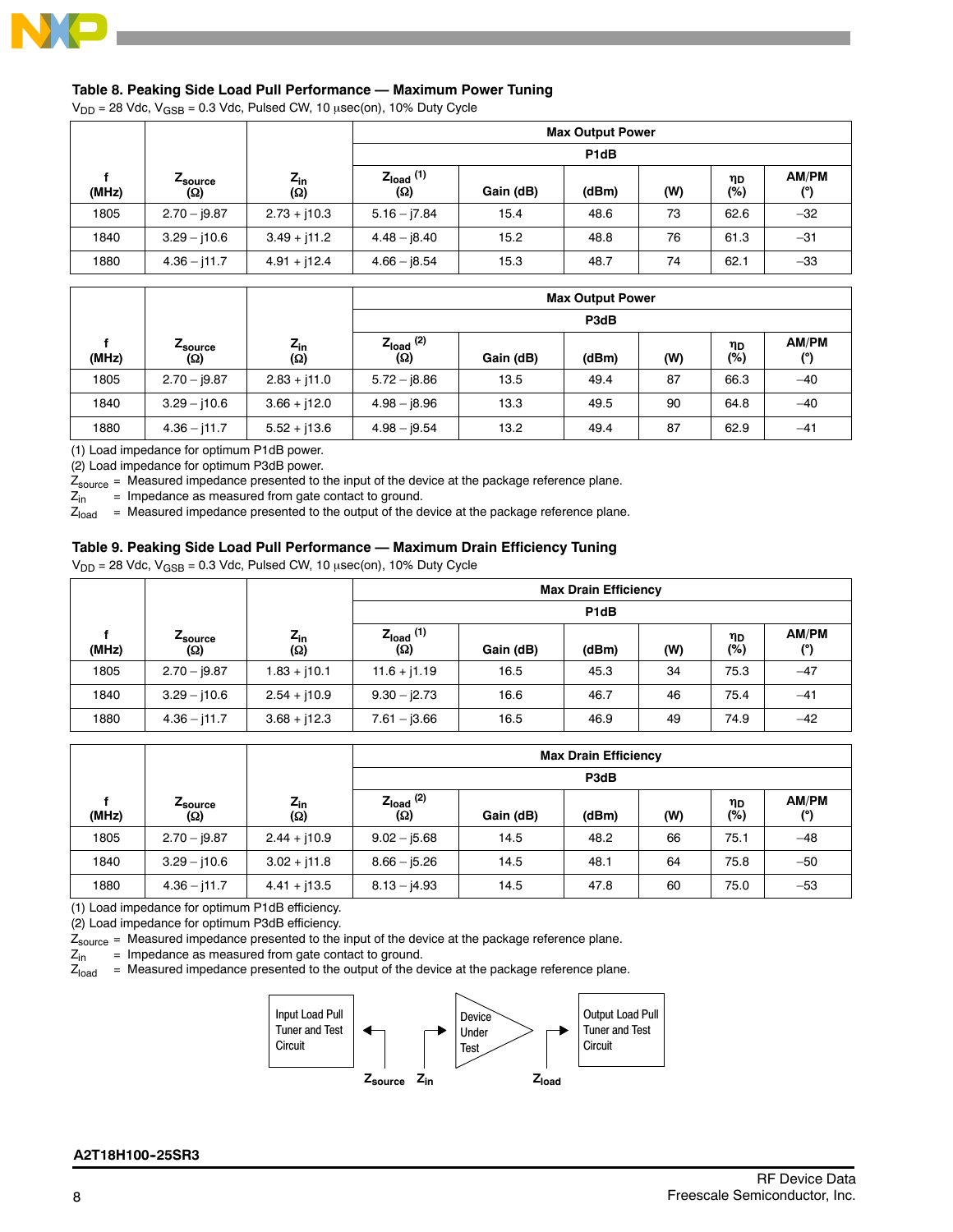### Table 8. Peaking Side Load Pull Performance — Maximum Power Tuning

$V_{DD}$ = 28 Vdc, $V_{GSB}$ = 0.3 Vdc, Pulsed CW, 10 μsec(on), 10% Duty Cycle

| f (MHz) | $Z_{source}$ (Ω) | $Z_{in}$ (Ω) | Max Output Power | | | | | |
|---|---|---|---|---|---|---|---|---|
| | | | P1dB | | | | | |
| | | | $Z_{load}$ (1) (Ω) | Gain (dB) | (dBm) | (W) | $\eta_D$ (%) | AM/PM (°) |
| 1805 | 2.70 – j9.87 | 2.73 + j10.3 | 5.16 – j7.84 | 15.4 | 48.6 | 73 | 62.6 | –32 |
| 1840 | 3.29 – j10.6 | 3.49 + j11.2 | 4.48 – j8.40 | 15.2 | 48.8 | 76 | 61.3 | –31 |
| 1880 | 4.36 – j11.7 | 4.91 + j12.4 | 4.66 – j8.54 | 15.3 | 48.7 | 74 | 62.1 | –33 |

| f (MHz) | $Z_{source}$ (Ω) | $Z_{in}$ (Ω) | Max Output Power | | | | | |
|---|---|---|---|---|---|---|---|---|
| | | | P3dB | | | | | |
| | | | $Z_{load}$ (2) (Ω) | Gain (dB) | (dBm) | (W) | $\eta_D$ (%) | AM/PM (°) |
| 1805 | 2.70 – j9.87 | 2.83 + j11.0 | 5.72 – j8.86 | 13.5 | 49.4 | 87 | 66.3 | –40 |
| 1840 | 3.29 – j10.6 | 3.66 + j12.0 | 4.98 – j8.96 | 13.3 | 49.5 | 90 | 64.8 | –40 |
| 1880 | 4.36 – j11.7 | 5.52 + j13.6 | 4.98 – j9.54 | 13.2 | 49.4 | 87 | 62.9 | –41 |

(1) Load impedance for optimum P1dB power.
(2) Load impedance for optimum P3dB power.
$Z_{source}$ = Measured impedance presented to the input of the device at the package reference plane.
$Z_{in}$ = Impedance as measured from gate contact to ground.
$Z_{load}$ = Measured impedance presented to the output of the device at the package reference plane.

### Table 9. Peaking Side Load Pull Performance — Maximum Drain Efficiency Tuning

$V_{DD}$ = 28 Vdc, $V_{GSB}$ = 0.3 Vdc, Pulsed CW, 10 μsec(on), 10% Duty Cycle

| f (MHz) | $Z_{source}$ (Ω) | $Z_{in}$ (Ω) | Max Drain Efficiency | | | | | |
|---|---|---|---|---|---|---|---|---|
| | | | P1dB | | | | | |
| | | | $Z_{load}$ (1) (Ω) | Gain (dB) | (dBm) | (W) | $\eta_D$ (%) | AM/PM (°) |
| 1805 | 2.70 – j9.87 | 1.83 + j10.1 | 11.6 + j1.19 | 16.5 | 45.3 | 34 | 75.3 | –47 |
| 1840 | 3.29 – j10.6 | 2.54 + j10.9 | 9.30 – j2.73 | 16.6 | 46.7 | 46 | 75.4 | –41 |
| 1880 | 4.36 – j11.7 | 3.68 + j12.3 | 7.61 – j3.66 | 16.5 | 46.9 | 49 | 74.9 | –42 |

| f (MHz) | $Z_{source}$ (Ω) | $Z_{in}$ (Ω) | Max Drain Efficiency | | | | | |
|---|---|---|---|---|---|---|---|---|
| | | | P3dB | | | | | |
| | | | $Z_{load}$ (2) (Ω) | Gain (dB) | (dBm) | (W) | $\eta_D$ (%) | AM/PM (°) |
| 1805 | 2.70 – j9.87 | 2.44 + j10.9 | 9.02 – j5.68 | 14.5 | 48.2 | 66 | 75.1 | –48 |
| 1840 | 3.29 – j10.6 | 3.02 + j11.8 | 8.66 – j5.26 | 14.5 | 48.1 | 64 | 75.8 | –50 |
| 1880 | 4.36 – j11.7 | 4.41 + j13.5 | 8.13 – j4.93 | 14.5 | 47.8 | 60 | 75.0 | –53 |

(1) Load impedance for optimum P1dB efficiency.
(2) Load impedance for optimum P3dB efficiency.
$Z_{source}$ = Measured impedance presented to the input of the device at the package reference plane.
$Z_{in}$ = Impedance as measured from gate contact to ground.
$Z_{load}$ = Measured impedance presented to the output of the device at the package reference plane.

Input Load Pull Tuner and Test Circuit — Device Under Test — Output Load Pull Tuner and Test Circuit

$Z_{source}$ $Z_{in}$ $Z_{load}$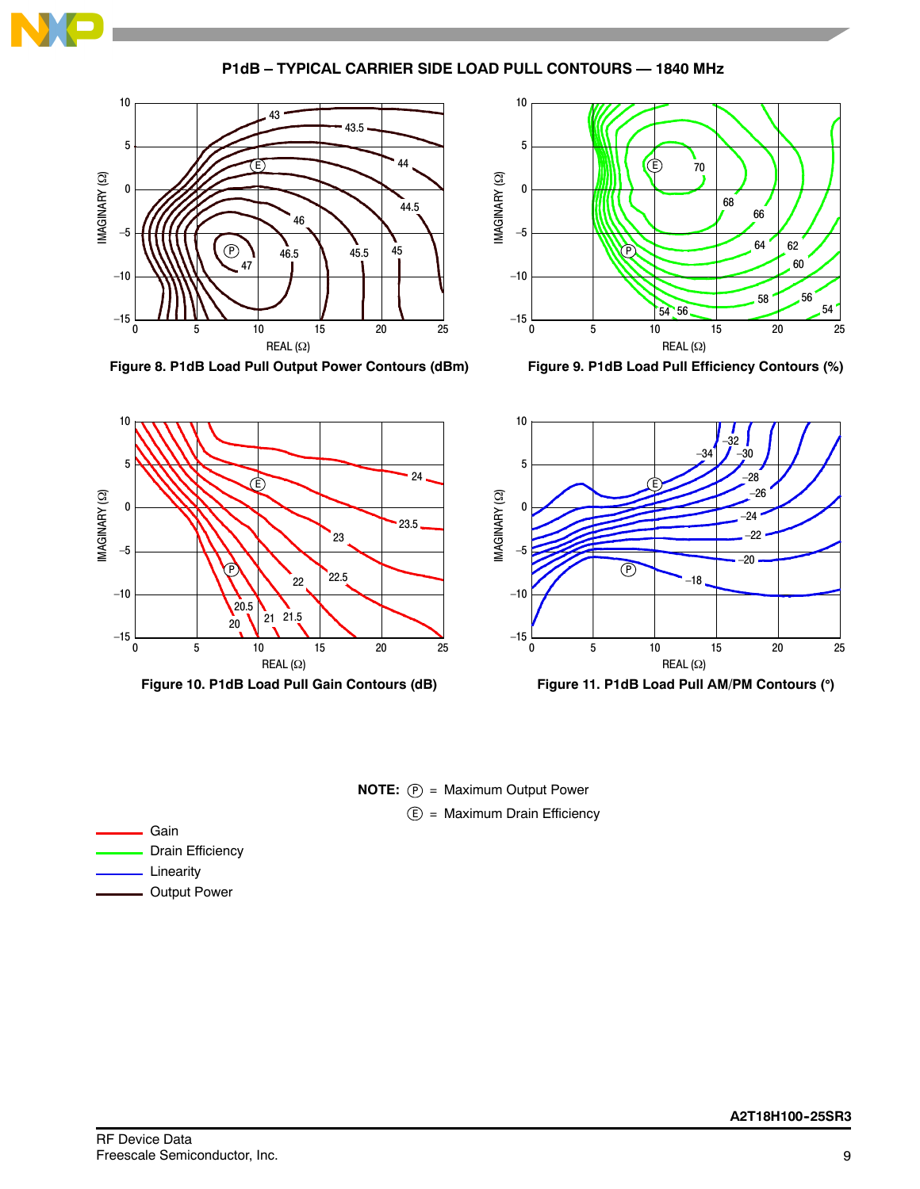## P1dB – TYPICAL CARRIER SIDE LOAD PULL CONTOURS — 1840 MHz

Figure 8. P1dB Load Pull Output Power Contours (dBm)

Figure 9. P1dB Load Pull Efficiency Contours (%)

Figure 10. P1dB Load Pull Gain Contours (dB)

Figure 11. P1dB Load Pull AM/PM Contours (°)

**NOTE:** Ⓟ = Maximum Output Power

Ⓔ = Maximum Drain Efficiency

- Gain
- Drain Efficiency
- Linearity
- Output Power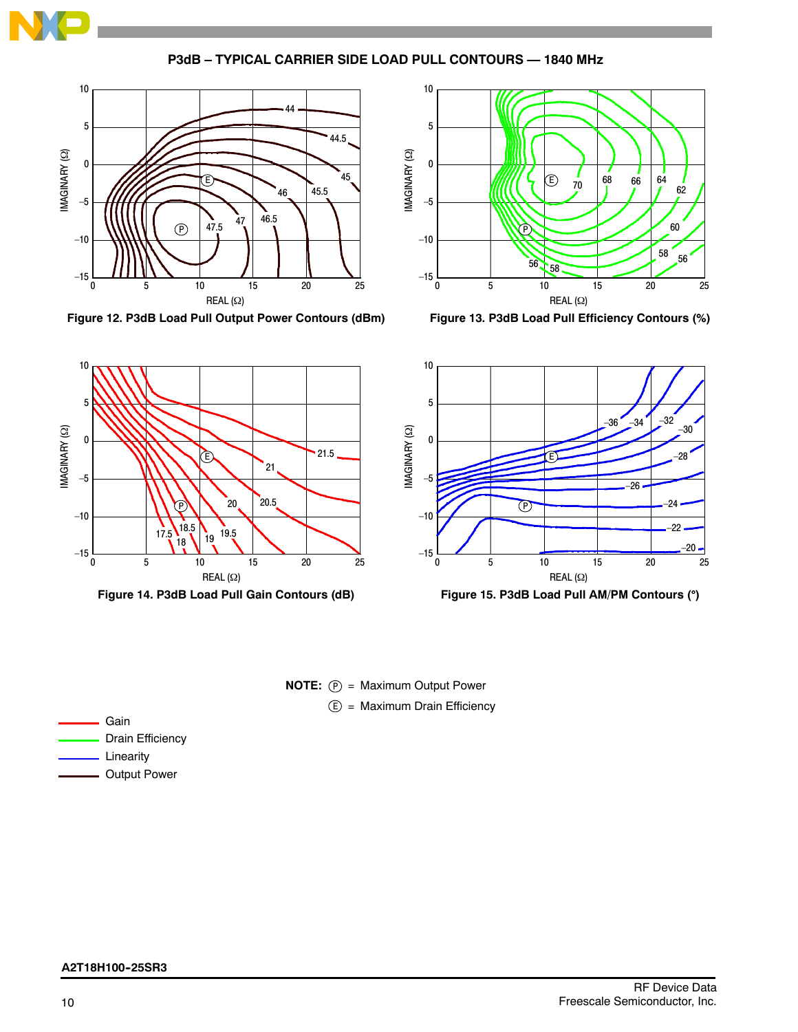## P3dB – TYPICAL CARRIER SIDE LOAD PULL CONTOURS — 1840 MHz

Figure 12. P3dB Load Pull Output Power Contours (dBm)

Figure 13. P3dB Load Pull Efficiency Contours (%)

Figure 14. P3dB Load Pull Gain Contours (dB)

Figure 15. P3dB Load Pull AM/PM Contours (°)

**NOTE:** Ⓟ = Maximum Output Power
Ⓔ = Maximum Drain Efficiency

- Gain
- Drain Efficiency
- Linearity
- Output Power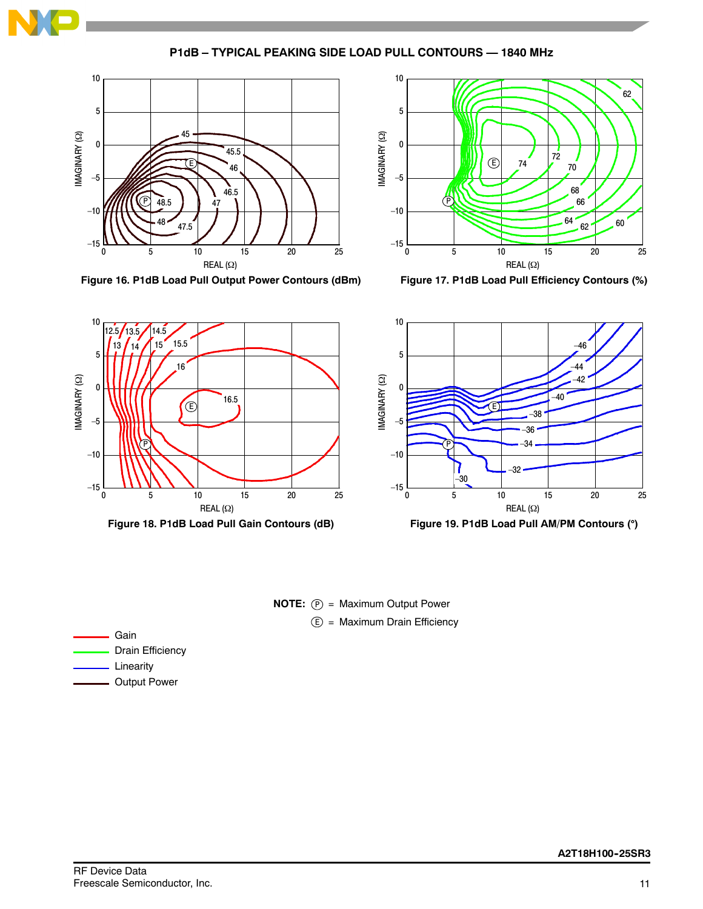## P1dB – TYPICAL PEAKING SIDE LOAD PULL CONTOURS — 1840 MHz

Figure 16. P1dB Load Pull Output Power Contours (dBm)

Figure 17. P1dB Load Pull Efficiency Contours (%)

Figure 18. P1dB Load Pull Gain Contours (dB)

Figure 19. P1dB Load Pull AM/PM Contours (°)

**NOTE:** (P) = Maximum Output Power

(E) = Maximum Drain Efficiency

- Gain
- Drain Efficiency
- Linearity
- Output Power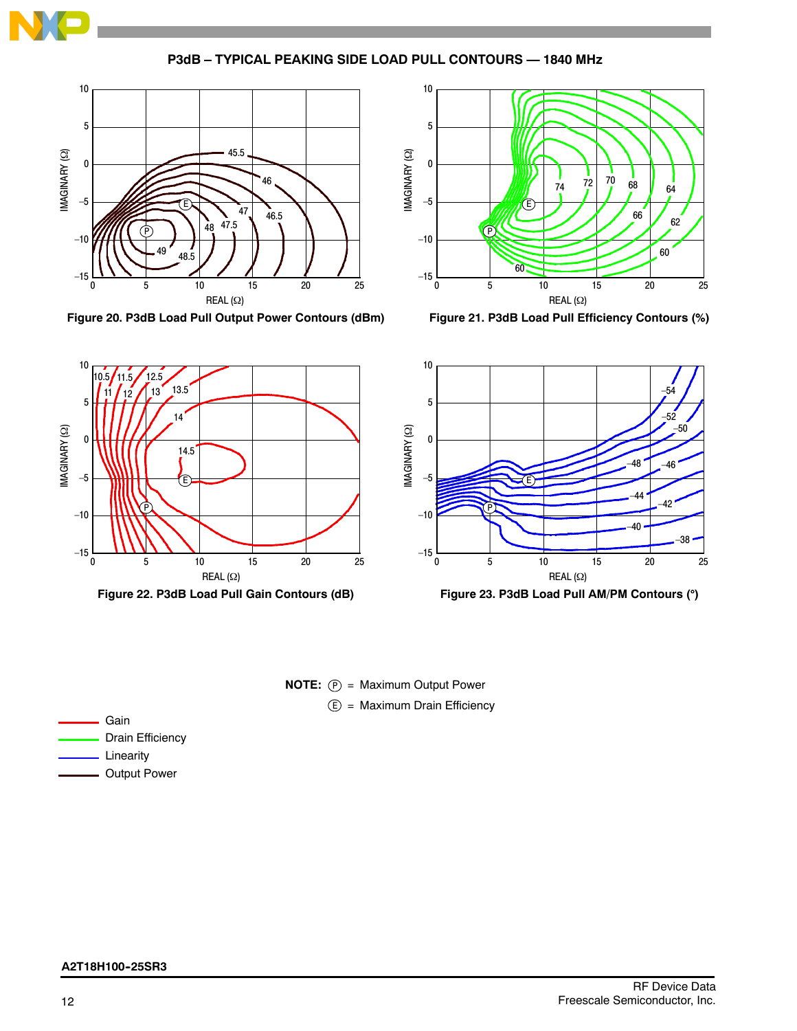## P3dB – TYPICAL PEAKING SIDE LOAD PULL CONTOURS — 1840 MHz

Figure 20. P3dB Load Pull Output Power Contours (dBm)

Figure 21. P3dB Load Pull Efficiency Contours (%)

Figure 22. P3dB Load Pull Gain Contours (dB)

Figure 23. P3dB Load Pull AM/PM Contours (°)

**NOTE:** Ⓟ = Maximum Output Power

Ⓔ = Maximum Drain Efficiency

- Gain
- Drain Efficiency
- Linearity
- Output Power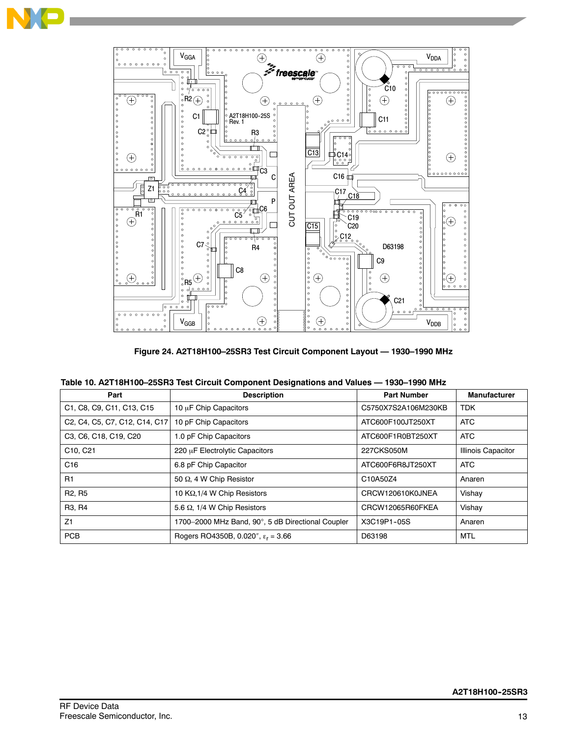**Figure 24. A2T18H100–25SR3 Test Circuit Component Layout — 1930–1990 MHz**

**Table 10. A2T18H100–25SR3 Test Circuit Component Designations and Values — 1930–1990 MHz**

| Part | Description | Part Number | Manufacturer |
|---|---|---|---|
| C1, C8, C9, C11, C13, C15 | 10 μF Chip Capacitors | C5750X7S2A106M230KB | TDK |
| C2, C4, C5, C7, C12, C14, C17 | 10 pF Chip Capacitors | ATC600F100JT250XT | ATC |
| C3, C6, C18, C19, C20 | 1.0 pF Chip Capacitors | ATC600F1R0BT250XT | ATC |
| C10, C21 | 220 μF Electrolytic Capacitors | 227CKS050M | Illinois Capacitor |
| C16 | 6.8 pF Chip Capacitor | ATC600F6R8JT250XT | ATC |
| R1 | 50 Ω, 4 W Chip Resistor | C10A50Z4 | Anaren |
| R2, R5 | 10 KΩ,1/4 W Chip Resistors | CRCW120610K0JNEA | Vishay |
| R3, R4 | 5.6 Ω, 1/4 W Chip Resistors | CRCW12065R60FKEA | Vishay |
| Z1 | 1700–2000 MHz Band, 90°, 5 dB Directional Coupler | X3C19P1-05S | Anaren |
| PCB | Rogers RO4350B, 0.020″, $\varepsilon_r$ = 3.66 | D63198 | MTL |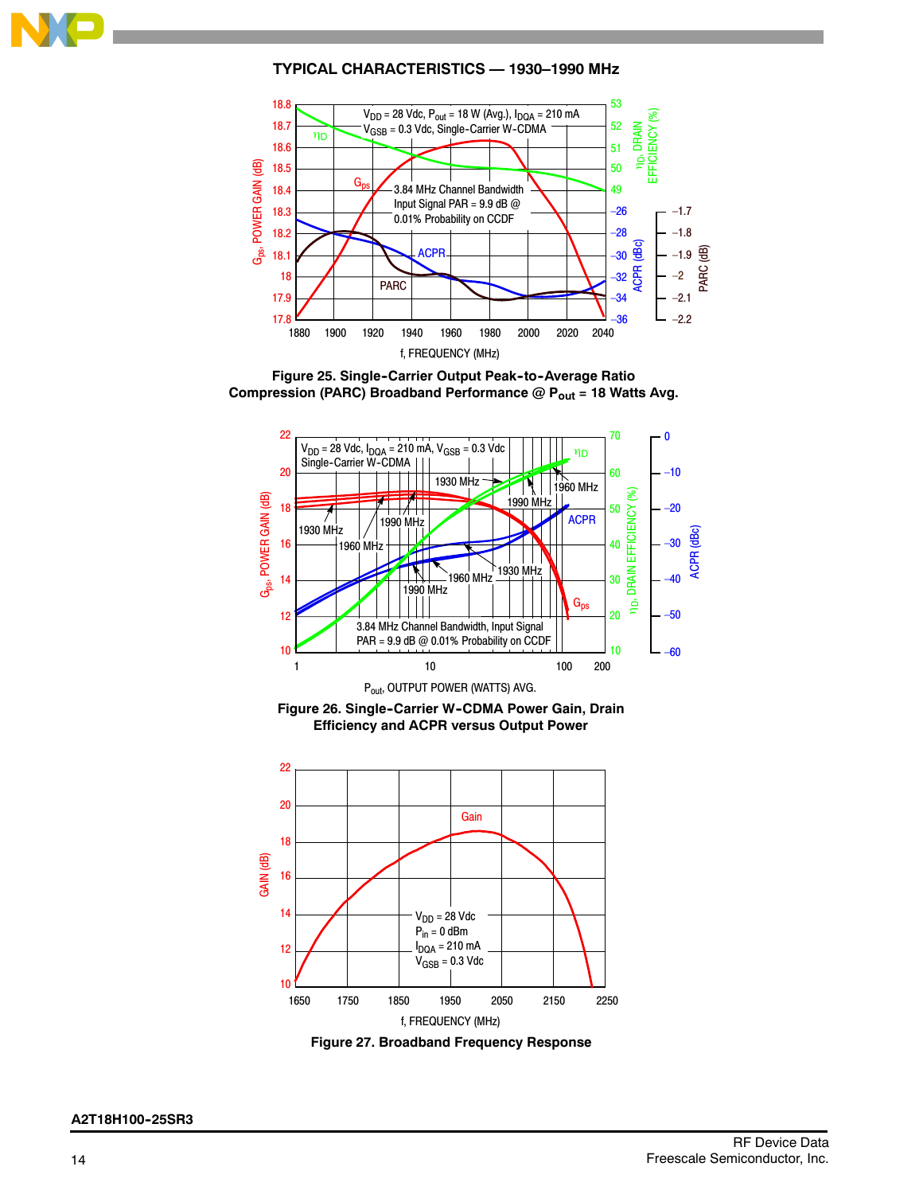## TYPICAL CHARACTERISTICS — 1930–1990 MHz

$V_{DD}$ = 28 Vdc, $P_{out}$ = 18 W (Avg.), $I_{DQA}$ = 210 mA
$V_{GSB}$ = 0.3 Vdc, Single-Carrier W-CDMA

3.84 MHz Channel Bandwidth
Input Signal PAR = 9.9 dB @ 0.01% Probability on CCDF

**Figure 25. Single-Carrier Output Peak-to-Average Ratio Compression (PARC) Broadband Performance @ $P_{out}$ = 18 Watts Avg.**

$V_{DD}$ = 28 Vdc, $I_{DQA}$ = 210 mA, $V_{GSB}$ = 0.3 Vdc
Single-Carrier W-CDMA

3.84 MHz Channel Bandwidth, Input Signal PAR = 9.9 dB @ 0.01% Probability on CCDF

**Figure 26. Single-Carrier W-CDMA Power Gain, Drain Efficiency and ACPR versus Output Power**

$V_{DD}$ = 28 Vdc
$P_{in}$ = 0 dBm
$I_{DQA}$ = 210 mA
$V_{GSB}$ = 0.3 Vdc

**Figure 27. Broadband Frequency Response**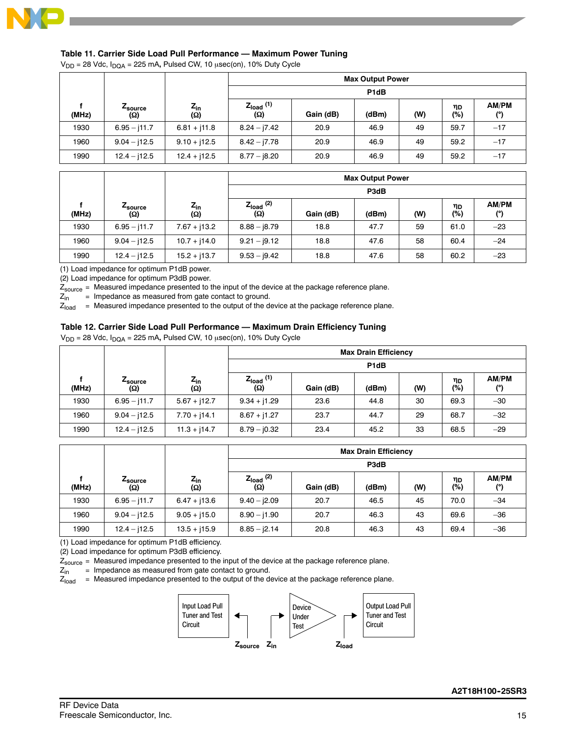### Table 11. Carrier Side Load Pull Performance — Maximum Power Tuning

$V_{DD}$ = 28 Vdc, $I_{DQA}$ = 225 mA, Pulsed CW, 10 μsec(on), 10% Duty Cycle

| f (MHz) | $Z_{source}$ (Ω) | $Z_{in}$ (Ω) | Max Output Power | | | | | |
|---|---|---|---|---|---|---|---|---|
| | | | P1dB | | | | | |
| | | | $Z_{load}$ (1) (Ω) | Gain (dB) | (dBm) | (W) | $\eta_D$ (%) | AM/PM (°) |
| 1930 | 6.95 – j11.7 | 6.81 + j11.8 | 8.24 – j7.42 | 20.9 | 46.9 | 49 | 59.7 | –17 |
| 1960 | 9.04 – j12.5 | 9.10 + j12.5 | 8.42 – j7.78 | 20.9 | 46.9 | 49 | 59.2 | –17 |
| 1990 | 12.4 – j12.5 | 12.4 + j12.5 | 8.77 – j8.20 | 20.9 | 46.9 | 49 | 59.2 | –17 |

| f (MHz) | $Z_{source}$ (Ω) | $Z_{in}$ (Ω) | Max Output Power | | | | | |
|---|---|---|---|---|---|---|---|---|
| | | | P3dB | | | | | |
| | | | $Z_{load}$ (2) (Ω) | Gain (dB) | (dBm) | (W) | $\eta_D$ (%) | AM/PM (°) |
| 1930 | 6.95 – j11.7 | 7.67 + j13.2 | 8.88 – j8.79 | 18.8 | 47.7 | 59 | 61.0 | –23 |
| 1960 | 9.04 – j12.5 | 10.7 + j14.0 | 9.21 – j9.12 | 18.8 | 47.6 | 58 | 60.4 | –24 |
| 1990 | 12.4 – j12.5 | 15.2 + j13.7 | 9.53 – j9.42 | 18.8 | 47.6 | 58 | 60.2 | –23 |

(1) Load impedance for optimum P1dB power.
(2) Load impedance for optimum P3dB power.
$Z_{source}$ = Measured impedance presented to the input of the device at the package reference plane.
$Z_{in}$ = Impedance as measured from gate contact to ground.
$Z_{load}$ = Measured impedance presented to the output of the device at the package reference plane.

### Table 12. Carrier Side Load Pull Performance — Maximum Drain Efficiency Tuning

$V_{DD}$ = 28 Vdc, $I_{DQA}$ = 225 mA, Pulsed CW, 10 μsec(on), 10% Duty Cycle

| f (MHz) | $Z_{source}$ (Ω) | $Z_{in}$ (Ω) | Max Drain Efficiency | | | | | |
|---|---|---|---|---|---|---|---|---|
| | | | P1dB | | | | | |
| | | | $Z_{load}$ (1) (Ω) | Gain (dB) | (dBm) | (W) | $\eta_D$ (%) | AM/PM (°) |
| 1930 | 6.95 – j11.7 | 5.67 + j12.7 | 9.34 + j1.29 | 23.6 | 44.8 | 30 | 69.3 | –30 |
| 1960 | 9.04 – j12.5 | 7.70 + j14.1 | 8.67 + j1.27 | 23.7 | 44.7 | 29 | 68.7 | –32 |
| 1990 | 12.4 – j12.5 | 11.3 + j14.7 | 8.79 – j0.32 | 23.4 | 45.2 | 33 | 68.5 | –29 |

| f (MHz) | $Z_{source}$ (Ω) | $Z_{in}$ (Ω) | Max Drain Efficiency | | | | | |
|---|---|---|---|---|---|---|---|---|
| | | | P3dB | | | | | |
| | | | $Z_{load}$ (2) (Ω) | Gain (dB) | (dBm) | (W) | $\eta_D$ (%) | AM/PM (°) |
| 1930 | 6.95 – j11.7 | 6.47 + j13.6 | 9.40 – j2.09 | 20.7 | 46.5 | 45 | 70.0 | –34 |
| 1960 | 9.04 – j12.5 | 9.05 + j15.0 | 8.90 – j1.90 | 20.7 | 46.3 | 43 | 69.6 | –36 |
| 1990 | 12.4 – j12.5 | 13.5 + j15.9 | 8.85 – j2.14 | 20.8 | 46.3 | 43 | 69.4 | –36 |

(1) Load impedance for optimum P1dB efficiency.
(2) Load impedance for optimum P3dB efficiency.
$Z_{source}$ = Measured impedance presented to the input of the device at the package reference plane.
$Z_{in}$ = Impedance as measured from gate contact to ground.
$Z_{load}$ = Measured impedance presented to the output of the device at the package reference plane.

Input Load Pull Tuner and Test Circuit — Device Under Test — Output Load Pull Tuner and Test Circuit

$Z_{source}$ $Z_{in}$ $Z_{load}$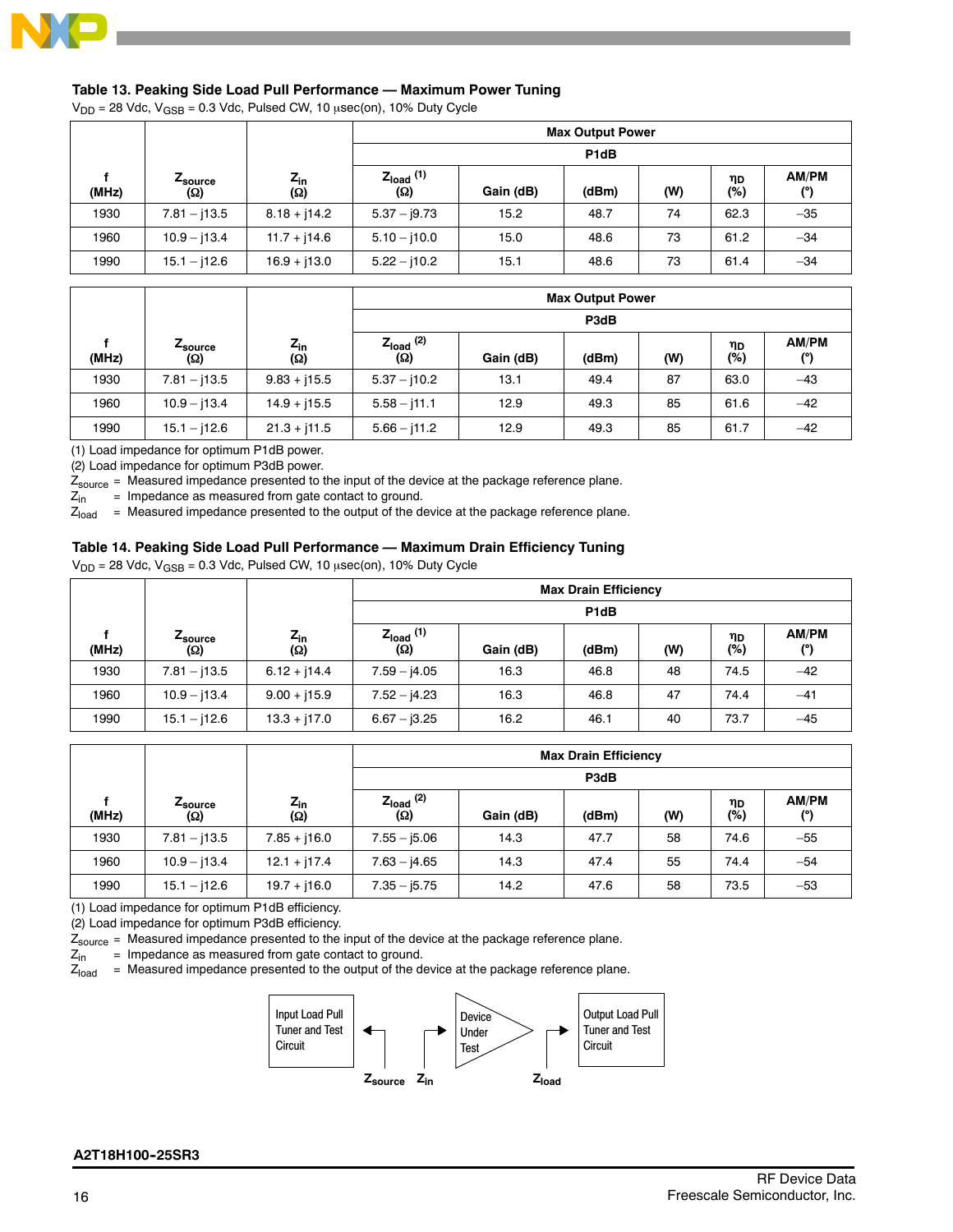### Table 13. Peaking Side Load Pull Performance — Maximum Power Tuning

$V_{DD}$ = 28 Vdc, $V_{GSB}$ = 0.3 Vdc, Pulsed CW, 10 μsec(on), 10% Duty Cycle

| f (MHz) | $Z_{source}$ (Ω) | $Z_{in}$ (Ω) | Max Output Power P1dB $Z_{load}$ (1) (Ω) | Gain (dB) | (dBm) | (W) | ηD (%) | AM/PM (°) |
|---|---|---|---|---|---|---|---|---|
| 1930 | 7.81 – j13.5 | 8.18 + j14.2 | 5.37 – j9.73 | 15.2 | 48.7 | 74 | 62.3 | –35 |
| 1960 | 10.9 – j13.4 | 11.7 + j14.6 | 5.10 – j10.0 | 15.0 | 48.6 | 73 | 61.2 | –34 |
| 1990 | 15.1 – j12.6 | 16.9 + j13.0 | 5.22 – j10.2 | 15.1 | 48.6 | 73 | 61.4 | –34 |

| f (MHz) | $Z_{source}$ (Ω) | $Z_{in}$ (Ω) | Max Output Power P3dB $Z_{load}$ (2) (Ω) | Gain (dB) | (dBm) | (W) | ηD (%) | AM/PM (°) |
|---|---|---|---|---|---|---|---|---|
| 1930 | 7.81 – j13.5 | 9.83 + j15.5 | 5.37 – j10.2 | 13.1 | 49.4 | 87 | 63.0 | –43 |
| 1960 | 10.9 – j13.4 | 14.9 + j15.5 | 5.58 – j11.1 | 12.9 | 49.3 | 85 | 61.6 | –42 |
| 1990 | 15.1 – j12.6 | 21.3 + j11.5 | 5.66 – j11.2 | 12.9 | 49.3 | 85 | 61.7 | –42 |

(1) Load impedance for optimum P1dB power.
(2) Load impedance for optimum P3dB power.
$Z_{source}$ = Measured impedance presented to the input of the device at the package reference plane.
$Z_{in}$ = Impedance as measured from gate contact to ground.
$Z_{load}$ = Measured impedance presented to the output of the device at the package reference plane.

### Table 14. Peaking Side Load Pull Performance — Maximum Drain Efficiency Tuning

$V_{DD}$ = 28 Vdc, $V_{GSB}$ = 0.3 Vdc, Pulsed CW, 10 μsec(on), 10% Duty Cycle

| f (MHz) | $Z_{source}$ (Ω) | $Z_{in}$ (Ω) | Max Drain Efficiency P1dB $Z_{load}$ (1) (Ω) | Gain (dB) | (dBm) | (W) | ηD (%) | AM/PM (°) |
|---|---|---|---|---|---|---|---|---|
| 1930 | 7.81 – j13.5 | 6.12 + j14.4 | 7.59 – j4.05 | 16.3 | 46.8 | 48 | 74.5 | –42 |
| 1960 | 10.9 – j13.4 | 9.00 + j15.9 | 7.52 – j4.23 | 16.3 | 46.8 | 47 | 74.4 | –41 |
| 1990 | 15.1 – j12.6 | 13.3 + j17.0 | 6.67 – j3.25 | 16.2 | 46.1 | 40 | 73.7 | –45 |

| f (MHz) | $Z_{source}$ (Ω) | $Z_{in}$ (Ω) | Max Drain Efficiency P3dB $Z_{load}$ (2) (Ω) | Gain (dB) | (dBm) | (W) | ηD (%) | AM/PM (°) |
|---|---|---|---|---|---|---|---|---|
| 1930 | 7.81 – j13.5 | 7.85 + j16.0 | 7.55 – j5.06 | 14.3 | 47.7 | 58 | 74.6 | –55 |
| 1960 | 10.9 – j13.4 | 12.1 + j17.4 | 7.63 – j4.65 | 14.3 | 47.4 | 55 | 74.4 | –54 |
| 1990 | 15.1 – j12.6 | 19.7 + j16.0 | 7.35 – j5.75 | 14.2 | 47.6 | 58 | 73.5 | –53 |

(1) Load impedance for optimum P1dB efficiency.
(2) Load impedance for optimum P3dB efficiency.
$Z_{source}$ = Measured impedance presented to the input of the device at the package reference plane.
$Z_{in}$ = Impedance as measured from gate contact to ground.
$Z_{load}$ = Measured impedance presented to the output of the device at the package reference plane.

Input Load Pull Tuner and Test Circuit — Device Under Test — Output Load Pull Tuner and Test Circuit

$Z_{source}$ $Z_{in}$ $Z_{load}$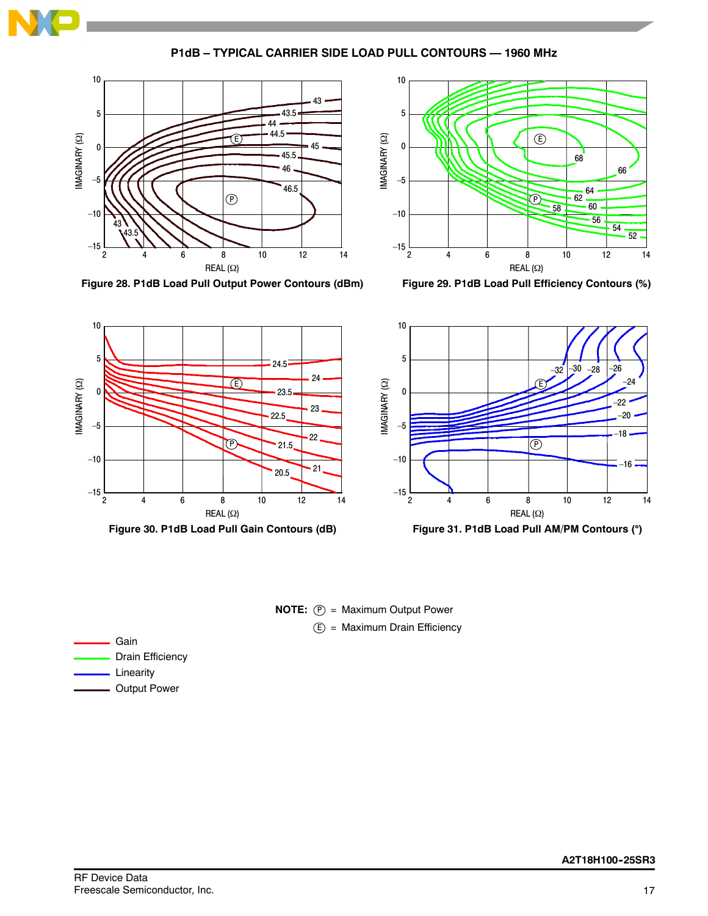## P1dB – TYPICAL CARRIER SIDE LOAD PULL CONTOURS — 1960 MHz

Figure 28. P1dB Load Pull Output Power Contours (dBm)

Figure 29. P1dB Load Pull Efficiency Contours (%)

Figure 30. P1dB Load Pull Gain Contours (dB)

Figure 31. P1dB Load Pull AM/PM Contours (°)

**NOTE:** Ⓟ = Maximum Output Power

Ⓔ = Maximum Drain Efficiency

- Gain
- Drain Efficiency
- Linearity
- Output Power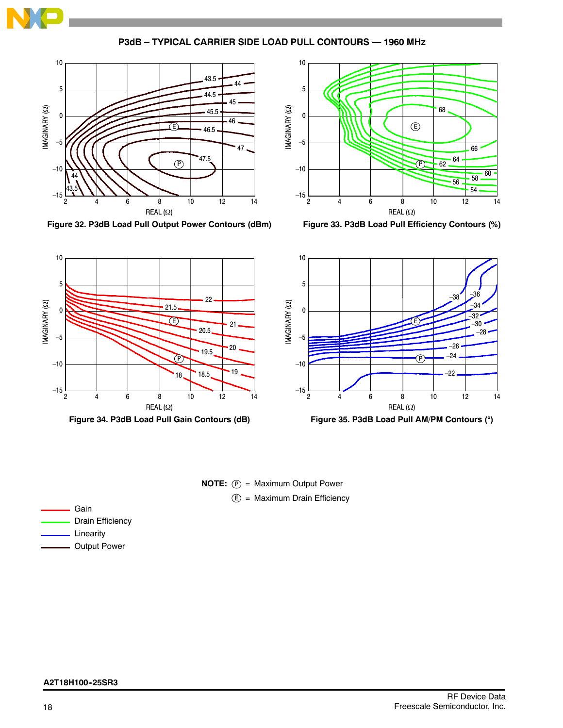## P3dB – TYPICAL CARRIER SIDE LOAD PULL CONTOURS — 1960 MHz

Figure 32. P3dB Load Pull Output Power Contours (dBm)

Figure 33. P3dB Load Pull Efficiency Contours (%)

Figure 34. P3dB Load Pull Gain Contours (dB)

Figure 35. P3dB Load Pull AM/PM Contours (°)

**NOTE:** Ⓟ = Maximum Output Power

Ⓔ = Maximum Drain Efficiency

- Gain
- Drain Efficiency
- Linearity
- Output Power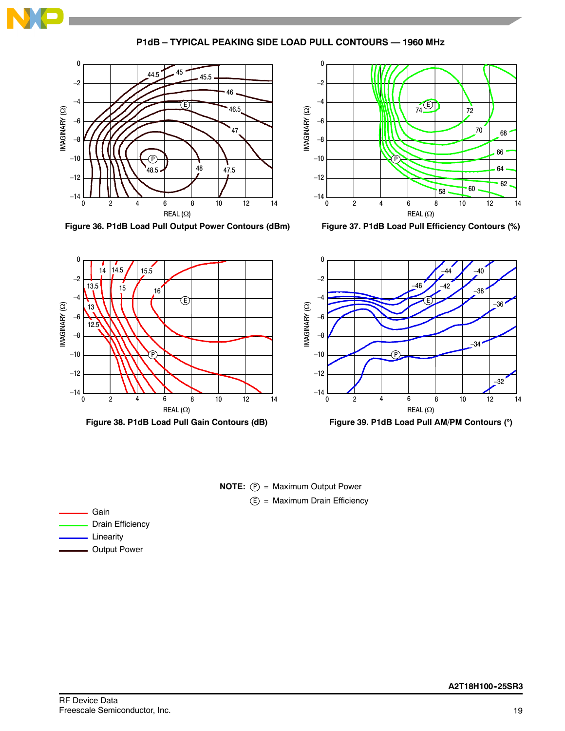## P1dB – TYPICAL PEAKING SIDE LOAD PULL CONTOURS — 1960 MHz

Figure 36. P1dB Load Pull Output Power Contours (dBm)

Figure 37. P1dB Load Pull Efficiency Contours (%)

Figure 38. P1dB Load Pull Gain Contours (dB)

Figure 39. P1dB Load Pull AM/PM Contours (°)

**NOTE:** (P) = Maximum Output Power

(E) = Maximum Drain Efficiency

- Gain
- Drain Efficiency
- Linearity
- Output Power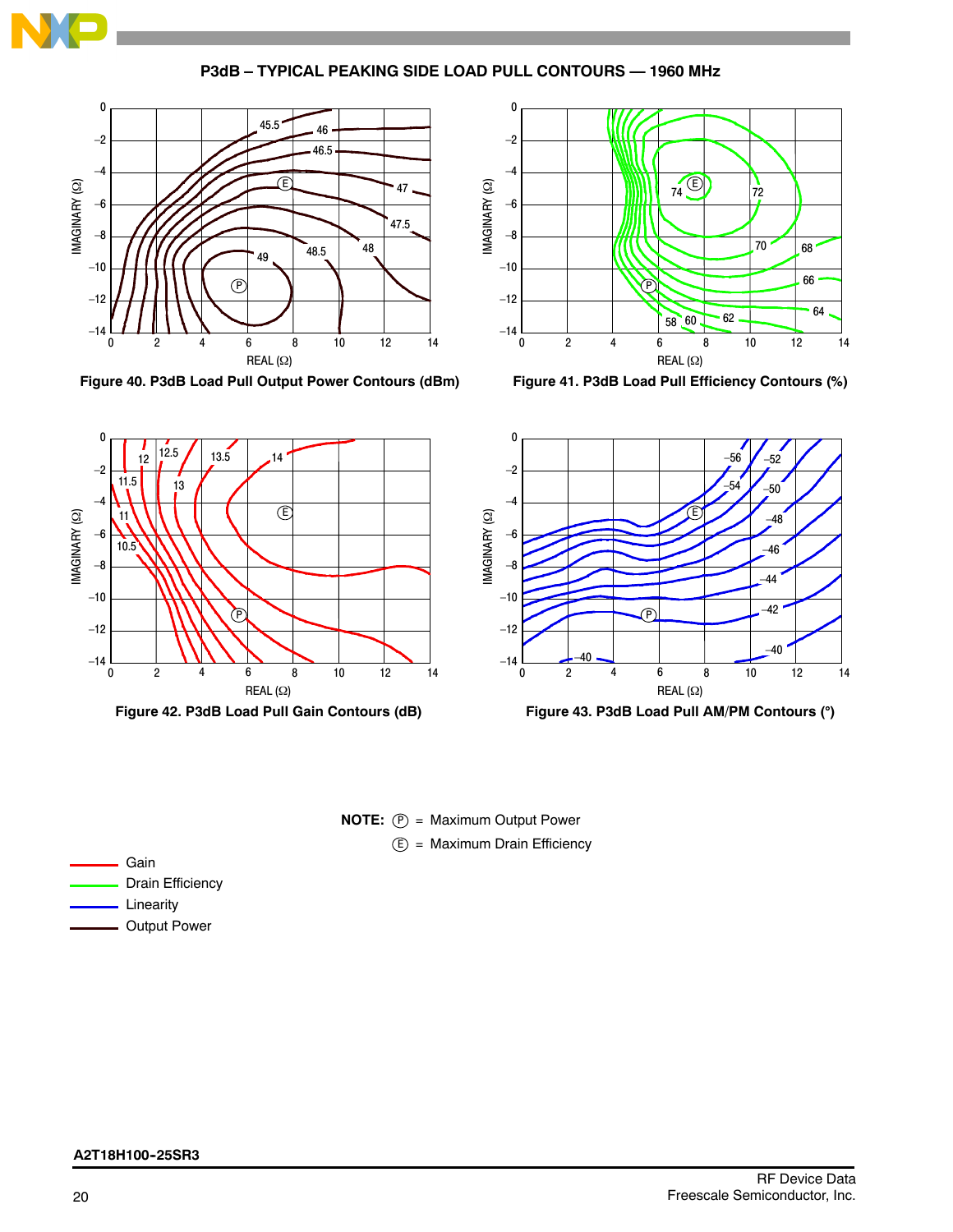## P3dB – TYPICAL PEAKING SIDE LOAD PULL CONTOURS — 1960 MHz

Figure 40. P3dB Load Pull Output Power Contours (dBm)

Figure 41. P3dB Load Pull Efficiency Contours (%)

Figure 42. P3dB Load Pull Gain Contours (dB)

Figure 43. P3dB Load Pull AM/PM Contours (°)

**NOTE:** Ⓟ = Maximum Output Power

Ⓔ = Maximum Drain Efficiency

- Gain
- Drain Efficiency
- Linearity
- Output Power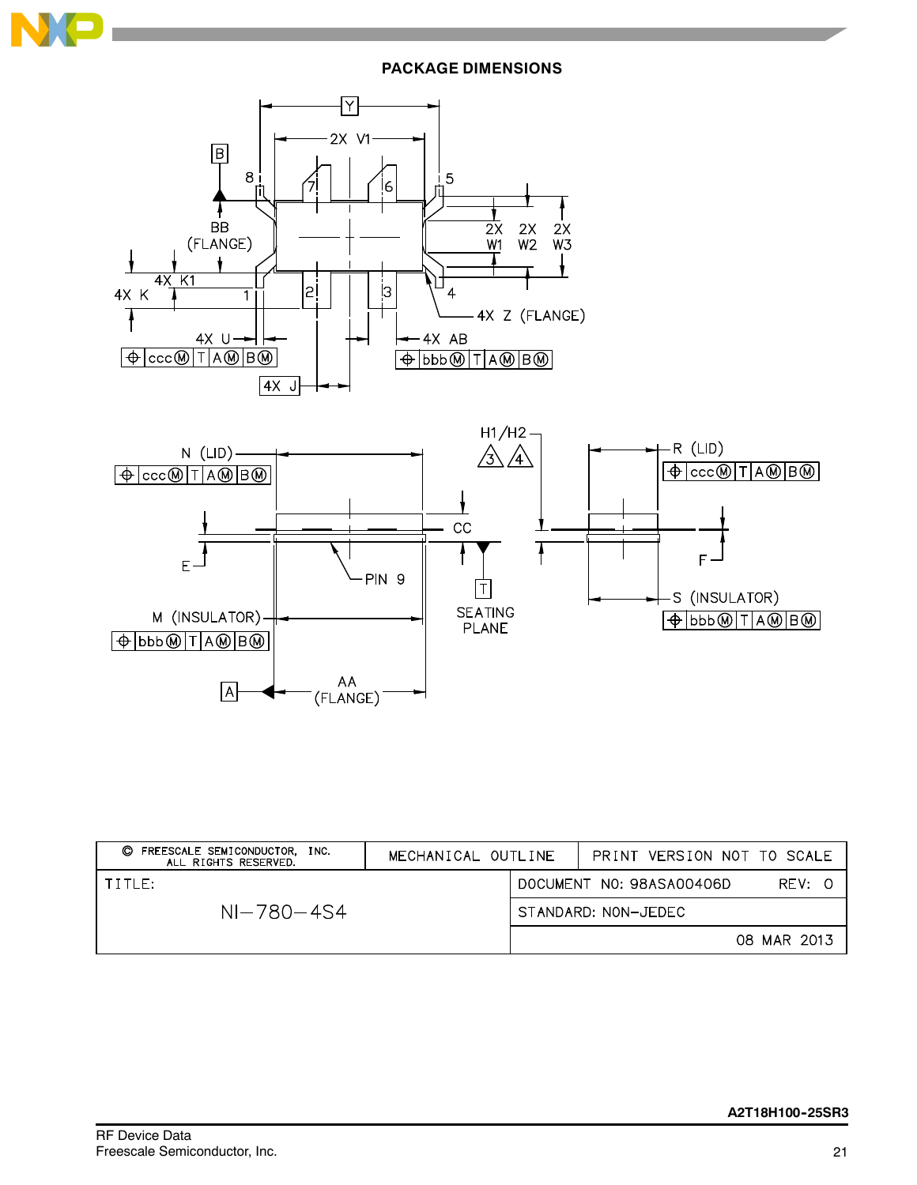## PACKAGE DIMENSIONS

Y

2X V1

B

8 7 6 5

BB (FLANGE)

2X W1 2X W2 2X W3

4X K1

4X K 1 2 3 4

4X Z (FLANGE)

4X U 4X AB

| ⌖ | ccc Ⓜ | T | A Ⓜ | B Ⓜ |
|---|---|---|---|---|

| ⌖ | bbb Ⓜ | T | A Ⓜ | B Ⓜ |
|---|---|---|---|---|

4X J

N (LID)

| ⌖ | ccc Ⓜ | T | A Ⓜ | B Ⓜ |
|---|---|---|---|---|

H1/H2 3 4

R (LID)

| ⌖ | ccc Ⓜ | T | A Ⓜ | B Ⓜ |
|---|---|---|---|---|

CC

E

PIN 9

F

T

SEATING PLANE

S (INSULATOR)

| ⌖ | bbb Ⓜ | T | A Ⓜ | B Ⓜ |
|---|---|---|---|---|

M (INSULATOR)

| ⌖ | bbb Ⓜ | T | A Ⓜ | B Ⓜ |
|---|---|---|---|---|

A

AA (FLANGE)

| © FREESCALE SEMICONDUCTOR, INC. ALL RIGHTS RESERVED. | MECHANICAL OUTLINE | PRINT VERSION NOT TO SCALE |
|---|---|---|
| TITLE: NI–780–4S4 | DOCUMENT NO: 98ASA00406D | REV: 0 |
| | STANDARD: NON-JEDEC | |
| | | 08 MAR 2013 |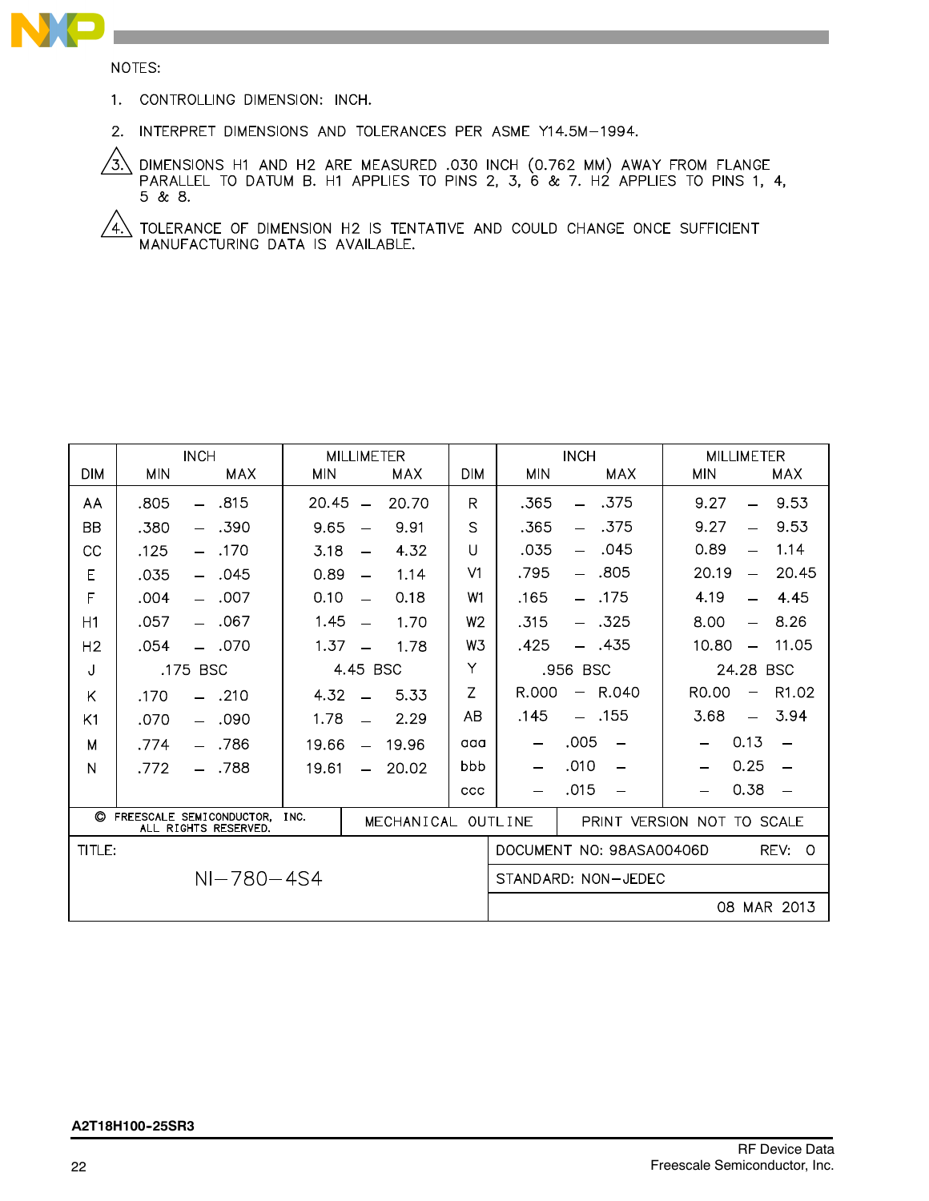NOTES:

1. CONTROLLING DIMENSION: INCH.

2. INTERPRET DIMENSIONS AND TOLERANCES PER ASME Y14.5M–1994.

3. DIMENSIONS H1 AND H2 ARE MEASURED .030 INCH (0.762 MM) AWAY FROM FLANGE PARALLEL TO DATUM B. H1 APPLIES TO PINS 2, 3, 6 & 7. H2 APPLIES TO PINS 1, 4, 5 & 8.

4. TOLERANCE OF DIMENSION H2 IS TENTATIVE AND COULD CHANGE ONCE SUFFICIENT MANUFACTURING DATA IS AVAILABLE.

| DIM | INCH MIN | INCH MAX | MILLIMETER MIN | MILLIMETER MAX | DIM | INCH MIN | INCH MAX | MILLIMETER MIN | MILLIMETER MAX |
|---|---|---|---|---|---|---|---|---|---|
| AA | .805 | .815 | 20.45 | 20.70 | R | .365 | .375 | 9.27 | 9.53 |
| BB | .380 | .390 | 9.65 | 9.91 | S | .365 | .375 | 9.27 | 9.53 |
| CC | .125 | .170 | 3.18 | 4.32 | U | .035 | .045 | 0.89 | 1.14 |
| E | .035 | .045 | 0.89 | 1.14 | V1 | .795 | .805 | 20.19 | 20.45 |
| F | .004 | .007 | 0.10 | 0.18 | W1 | .165 | .175 | 4.19 | 4.45 |
| H1 | .057 | .067 | 1.45 | 1.70 | W2 | .315 | .325 | 8.00 | 8.26 |
| H2 | .054 | .070 | 1.37 | 1.78 | W3 | .425 | .435 | 10.80 | 11.05 |
| J | .175 BSC | | 4.45 BSC | | Y | .956 BSC | | 24.28 BSC | |
| K | .170 | .210 | 4.32 | 5.33 | Z | R.000 | R.040 | R0.00 | R1.02 |
| K1 | .070 | .090 | 1.78 | 2.29 | AB | .145 | .155 | 3.68 | 3.94 |
| M | .774 | .786 | 19.66 | 19.96 | aaa | .005 | | 0.13 | |
| N | .772 | .788 | 19.61 | 20.02 | bbb | .010 | | 0.25 | |
| | | | | | ccc | .015 | | 0.38 | |

| © FREESCALE SEMICONDUCTOR, INC. ALL RIGHTS RESERVED. | MECHANICAL OUTLINE | PRINT VERSION NOT TO SCALE |
|---|---|---|
| TITLE: NI–780–4S4 | DOCUMENT NO: 98ASA00406D REV: 0 | |
| | STANDARD: NON–JEDEC | |
| | 08 MAR 2013 | |

A2T18H100-25SR3

RF Device Data
Freescale Semiconductor, Inc.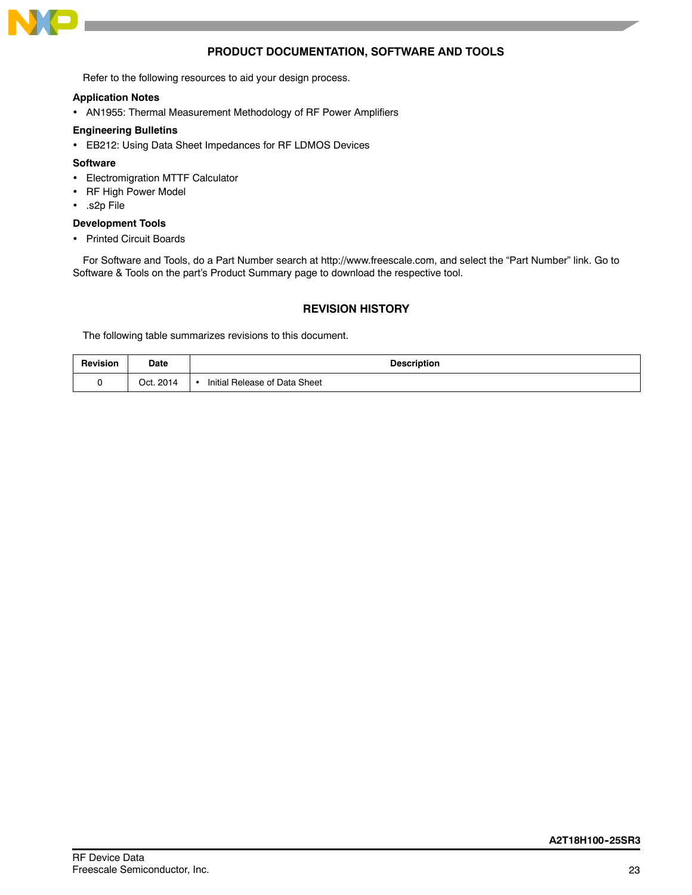## PRODUCT DOCUMENTATION, SOFTWARE AND TOOLS

Refer to the following resources to aid your design process.

### Application Notes

- AN1955: Thermal Measurement Methodology of RF Power Amplifiers

### Engineering Bulletins

- EB212: Using Data Sheet Impedances for RF LDMOS Devices

### Software

- Electromigration MTTF Calculator
- RF High Power Model
- .s2p File

### Development Tools

- Printed Circuit Boards

For Software and Tools, do a Part Number search at http://www.freescale.com, and select the "Part Number" link. Go to Software & Tools on the part's Product Summary page to download the respective tool.

## REVISION HISTORY

The following table summarizes revisions to this document.

| Revision | Date | Description |
|---|---|---|
| 0 | Oct. 2014 | • Initial Release of Data Sheet |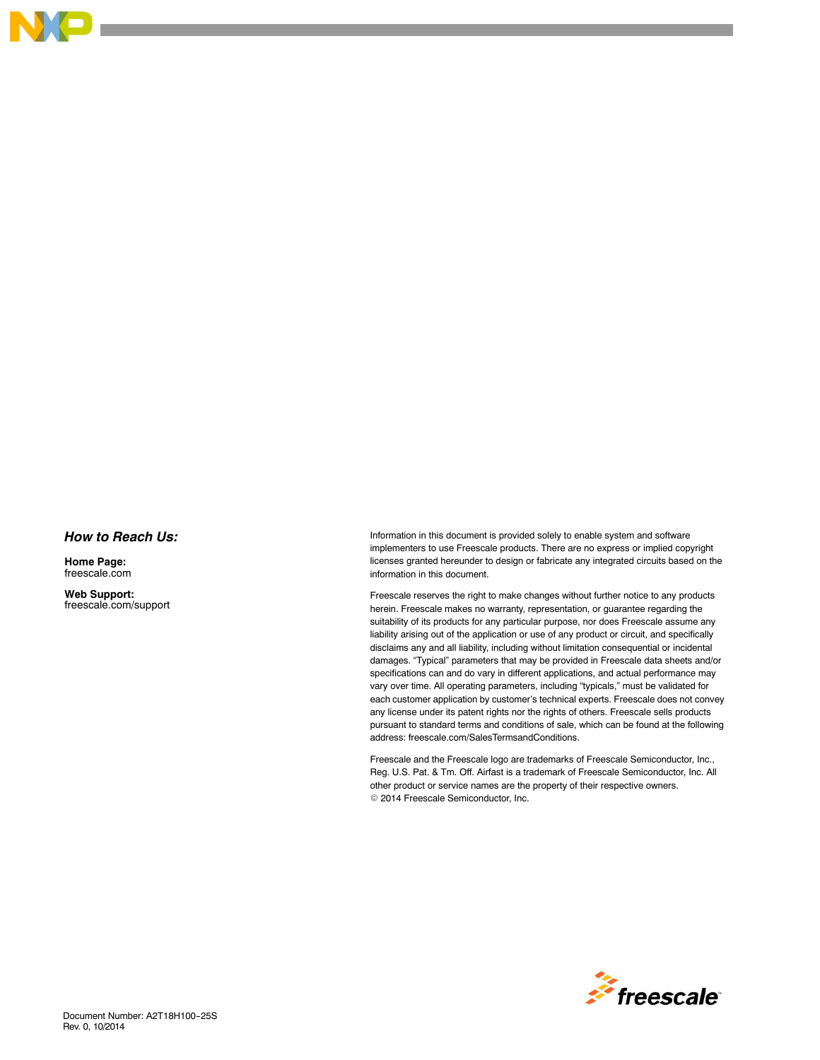### How to Reach Us:

**Home Page:**
freescale.com

**Web Support:**
freescale.com/support

Information in this document is provided solely to enable system and software implementers to use Freescale products. There are no express or implied copyright licenses granted hereunder to design or fabricate any integrated circuits based on the information in this document.

Freescale reserves the right to make changes without further notice to any products herein. Freescale makes no warranty, representation, or guarantee regarding the suitability of its products for any particular purpose, nor does Freescale assume any liability arising out of the application or use of any product or circuit, and specifically disclaims any and all liability, including without limitation consequential or incidental damages. "Typical" parameters that may be provided in Freescale data sheets and/or specifications can and do vary in different applications, and actual performance may vary over time. All operating parameters, including "typicals," must be validated for each customer application by customer's technical experts. Freescale does not convey any license under its patent rights nor the rights of others. Freescale sells products pursuant to standard terms and conditions of sale, which can be found at the following address: freescale.com/SalesTermsandConditions.

Freescale and the Freescale logo are trademarks of Freescale Semiconductor, Inc., Reg. U.S. Pat. & Tm. Off. Airfast is a trademark of Freescale Semiconductor, Inc. All other product or service names are the property of their respective owners.
© 2014 Freescale Semiconductor, Inc.

Document Number: A2T18H100-25S
Rev. 0, 10/2014